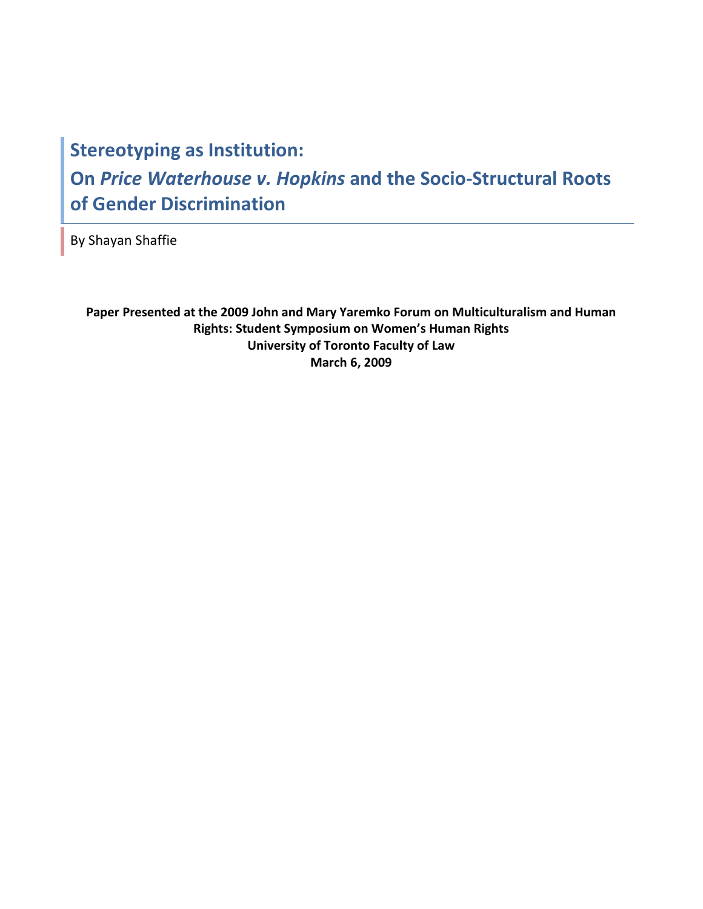# Stereotyping as Institution:

# On *Price Waterhouse v. Hopkins* and the Socio-Structural Roots of Gender Discrimination

By Shayan Shaffie

**Paper Presented at the 2009 John and Mary Yaremko Forum on Multiculturalism and Human Rights: Student Symposium on Women's Human Rights**
**University of Toronto Faculty of Law**
**March 6, 2009**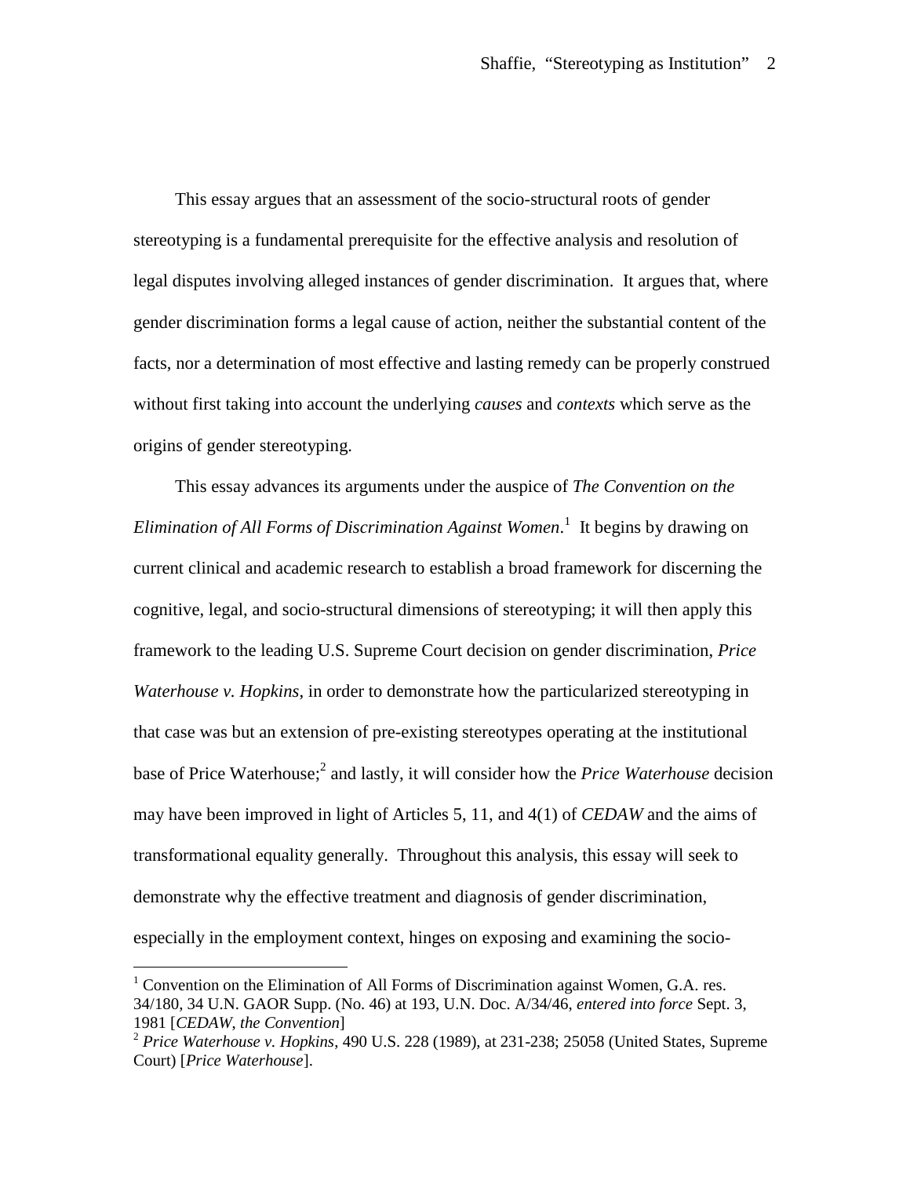This essay argues that an assessment of the socio-structural roots of gender stereotyping is a fundamental prerequisite for the effective analysis and resolution of legal disputes involving alleged instances of gender discrimination. It argues that, where gender discrimination forms a legal cause of action, neither the substantial content of the facts, nor a determination of most effective and lasting remedy can be properly construed without first taking into account the underlying *causes* and *contexts* which serve as the origins of gender stereotyping.

This essay advances its arguments under the auspice of *The Convention on the Elimination of All Forms of Discrimination Against Women*.[1] It begins by drawing on current clinical and academic research to establish a broad framework for discerning the cognitive, legal, and socio-structural dimensions of stereotyping; it will then apply this framework to the leading U.S. Supreme Court decision on gender discrimination, *Price Waterhouse v. Hopkins*, in order to demonstrate how the particularized stereotyping in that case was but an extension of pre-existing stereotypes operating at the institutional base of Price Waterhouse;[2] and lastly, it will consider how the *Price Waterhouse* decision may have been improved in light of Articles 5, 11, and 4(1) of *CEDAW* and the aims of transformational equality generally. Throughout this analysis, this essay will seek to demonstrate why the effective treatment and diagnosis of gender discrimination, especially in the employment context, hinges on exposing and examining the socio-

---

[1] Convention on the Elimination of All Forms of Discrimination against Women, G.A. res. 34/180, 34 U.N. GAOR Supp. (No. 46) at 193, U.N. Doc. A/34/46, *entered into force* Sept. 3, 1981 [*CEDAW*, *the Convention*]

[2] *Price Waterhouse v. Hopkins*, 490 U.S. 228 (1989), at 231-238; 25058 (United States, Supreme Court) [*Price Waterhouse*].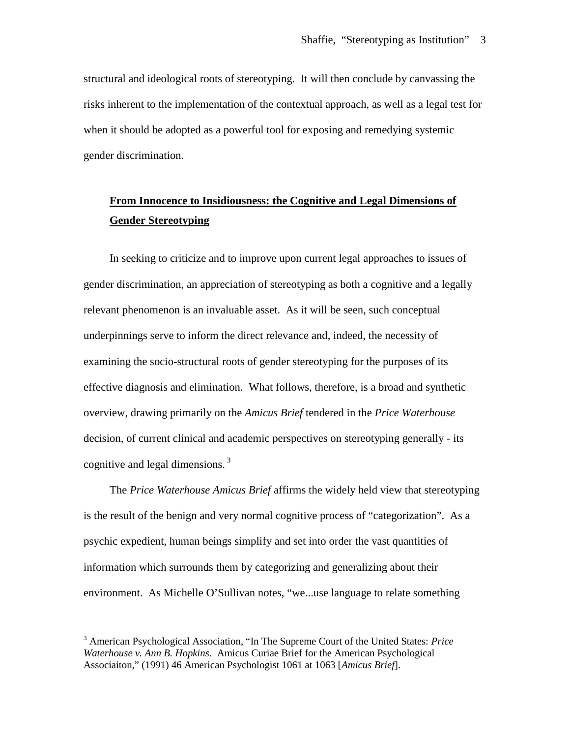structural and ideological roots of stereotyping. It will then conclude by canvassing the risks inherent to the implementation of the contextual approach, as well as a legal test for when it should be adopted as a powerful tool for exposing and remedying systemic gender discrimination.

## **From Innocence to Insidiousness: the Cognitive and Legal Dimensions of Gender Stereotyping**

In seeking to criticize and to improve upon current legal approaches to issues of gender discrimination, an appreciation of stereotyping as both a cognitive and a legally relevant phenomenon is an invaluable asset. As it will be seen, such conceptual underpinnings serve to inform the direct relevance and, indeed, the necessity of examining the socio-structural roots of gender stereotyping for the purposes of its effective diagnosis and elimination. What follows, therefore, is a broad and synthetic overview, drawing primarily on the *Amicus Brief* tendered in the *Price Waterhouse* decision, of current clinical and academic perspectives on stereotyping generally - its cognitive and legal dimensions.[3]

The *Price Waterhouse Amicus Brief* affirms the widely held view that stereotyping is the result of the benign and very normal cognitive process of "categorization". As a psychic expedient, human beings simplify and set into order the vast quantities of information which surrounds them by categorizing and generalizing about their environment. As Michelle O'Sullivan notes, "we...use language to relate something

---

[3] American Psychological Association, "In The Supreme Court of the United States: *Price Waterhouse v. Ann B. Hopkins*. Amicus Curiae Brief for the American Psychological Associaiton," (1991) 46 American Psychologist 1061 at 1063 [*Amicus Brief*].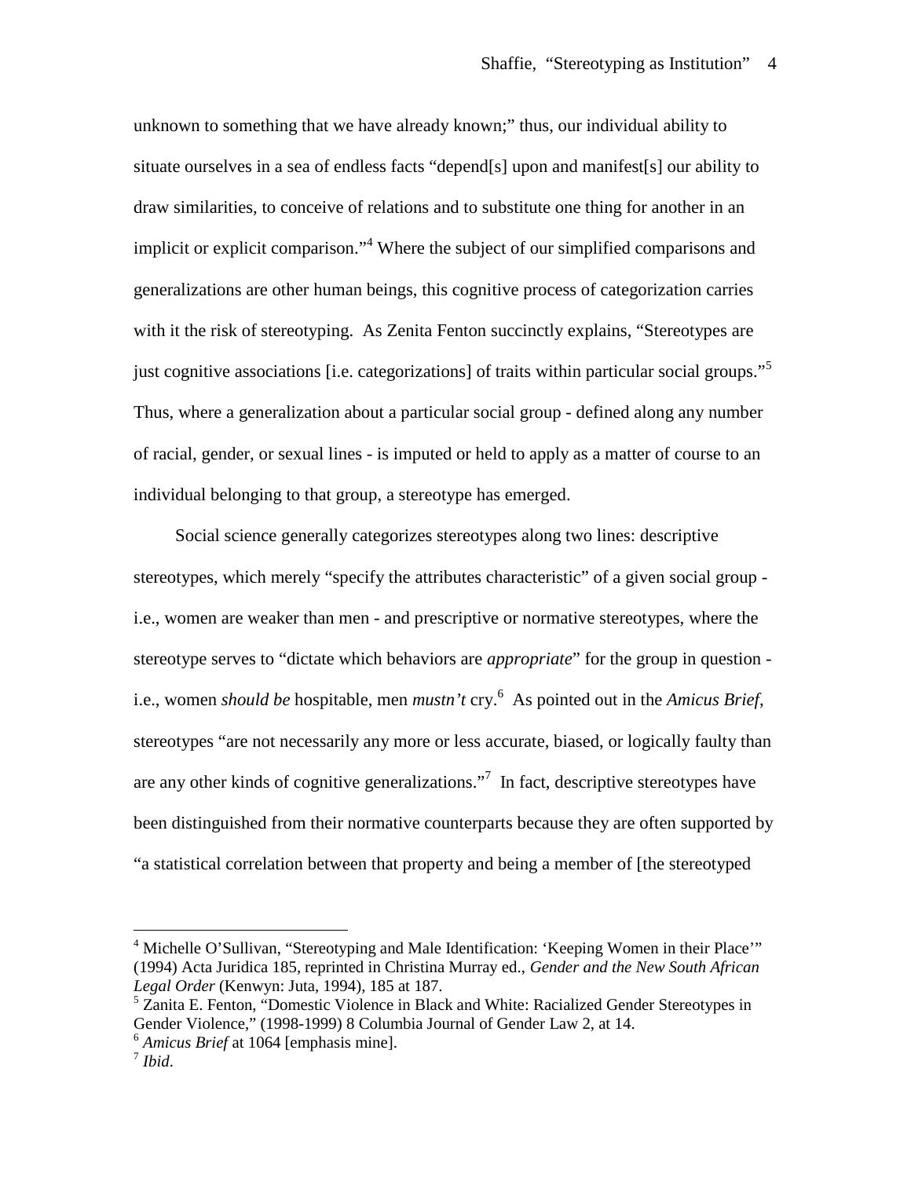unknown to something that we have already known;" thus, our individual ability to situate ourselves in a sea of endless facts "depend[s] upon and manifest[s] our ability to draw similarities, to conceive of relations and to substitute one thing for another in an implicit or explicit comparison."[4] Where the subject of our simplified comparisons and generalizations are other human beings, this cognitive process of categorization carries with it the risk of stereotyping. As Zenita Fenton succinctly explains, "Stereotypes are just cognitive associations [i.e. categorizations] of traits within particular social groups."[5] Thus, where a generalization about a particular social group - defined along any number of racial, gender, or sexual lines - is imputed or held to apply as a matter of course to an individual belonging to that group, a stereotype has emerged.

Social science generally categorizes stereotypes along two lines: descriptive stereotypes, which merely "specify the attributes characteristic" of a given social group - i.e., women are weaker than men - and prescriptive or normative stereotypes, where the stereotype serves to "dictate which behaviors are *appropriate*" for the group in question - i.e., women *should be* hospitable, men *mustn't* cry.[6] As pointed out in the *Amicus Brief*, stereotypes "are not necessarily any more or less accurate, biased, or logically faulty than are any other kinds of cognitive generalizations."[7] In fact, descriptive stereotypes have been distinguished from their normative counterparts because they are often supported by "a statistical correlation between that property and being a member of [the stereotyped

---

[4] Michelle O'Sullivan, "Stereotyping and Male Identification: 'Keeping Women in their Place'" (1994) Acta Juridica 185, reprinted in Christina Murray ed., *Gender and the New South African Legal Order* (Kenwyn: Juta, 1994), 185 at 187.

[5] Zanita E. Fenton, "Domestic Violence in Black and White: Racialized Gender Stereotypes in Gender Violence," (1998-1999) 8 Columbia Journal of Gender Law 2, at 14.

[6] *Amicus Brief* at 1064 [emphasis mine].

[7] *Ibid*.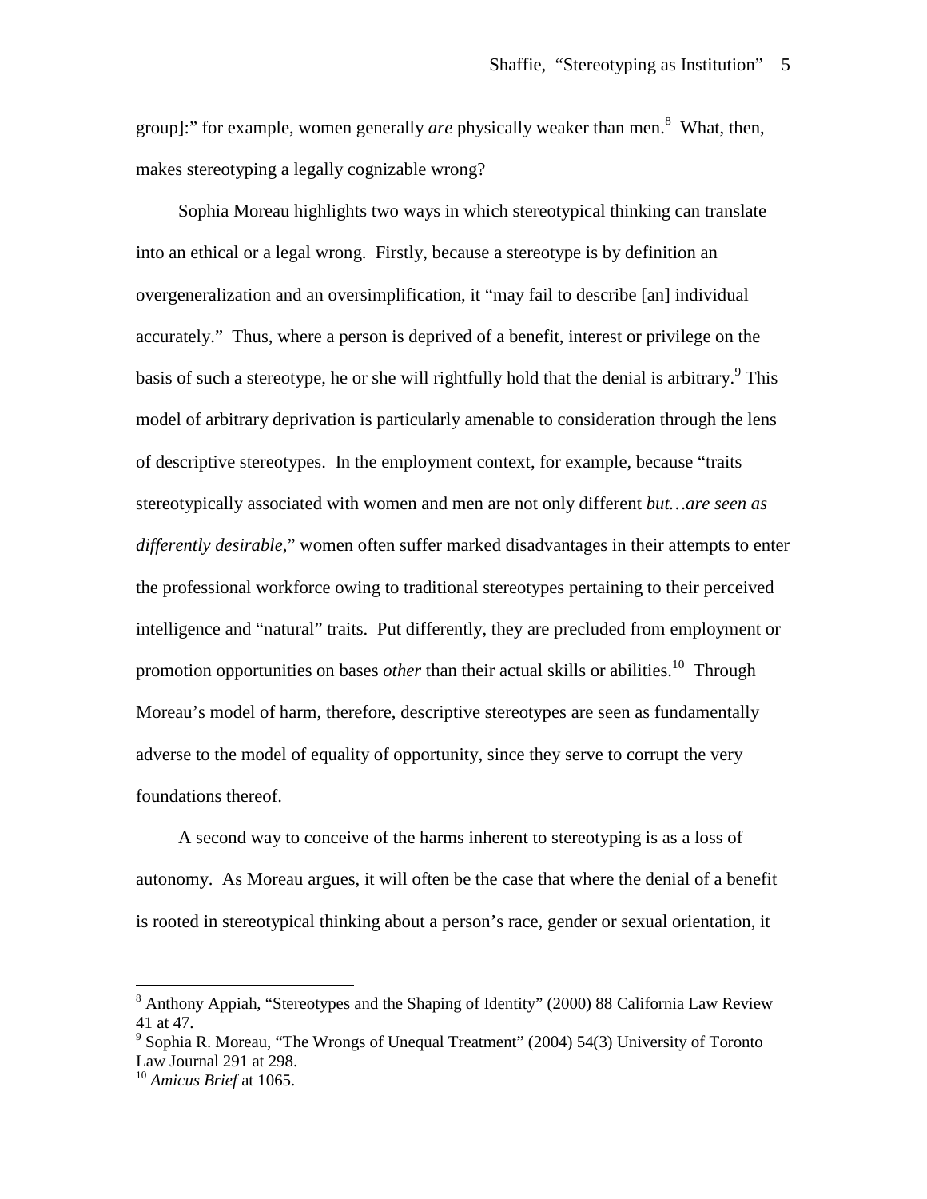group]:" for example, women generally *are* physically weaker than men.[8] What, then, makes stereotyping a legally cognizable wrong?

Sophia Moreau highlights two ways in which stereotypical thinking can translate into an ethical or a legal wrong. Firstly, because a stereotype is by definition an overgeneralization and an oversimplification, it "may fail to describe [an] individual accurately." Thus, where a person is deprived of a benefit, interest or privilege on the basis of such a stereotype, he or she will rightfully hold that the denial is arbitrary.[9] This model of arbitrary deprivation is particularly amenable to consideration through the lens of descriptive stereotypes. In the employment context, for example, because "traits stereotypically associated with women and men are not only different *but…are seen as differently desirable*," women often suffer marked disadvantages in their attempts to enter the professional workforce owing to traditional stereotypes pertaining to their perceived intelligence and "natural" traits. Put differently, they are precluded from employment or promotion opportunities on bases *other* than their actual skills or abilities.[10] Through Moreau's model of harm, therefore, descriptive stereotypes are seen as fundamentally adverse to the model of equality of opportunity, since they serve to corrupt the very foundations thereof.

A second way to conceive of the harms inherent to stereotyping is as a loss of autonomy. As Moreau argues, it will often be the case that where the denial of a benefit is rooted in stereotypical thinking about a person's race, gender or sexual orientation, it

---

[8] Anthony Appiah, "Stereotypes and the Shaping of Identity" (2000) 88 California Law Review 41 at 47.

[9] Sophia R. Moreau, "The Wrongs of Unequal Treatment" (2004) 54(3) University of Toronto Law Journal 291 at 298.

[10] *Amicus Brief* at 1065.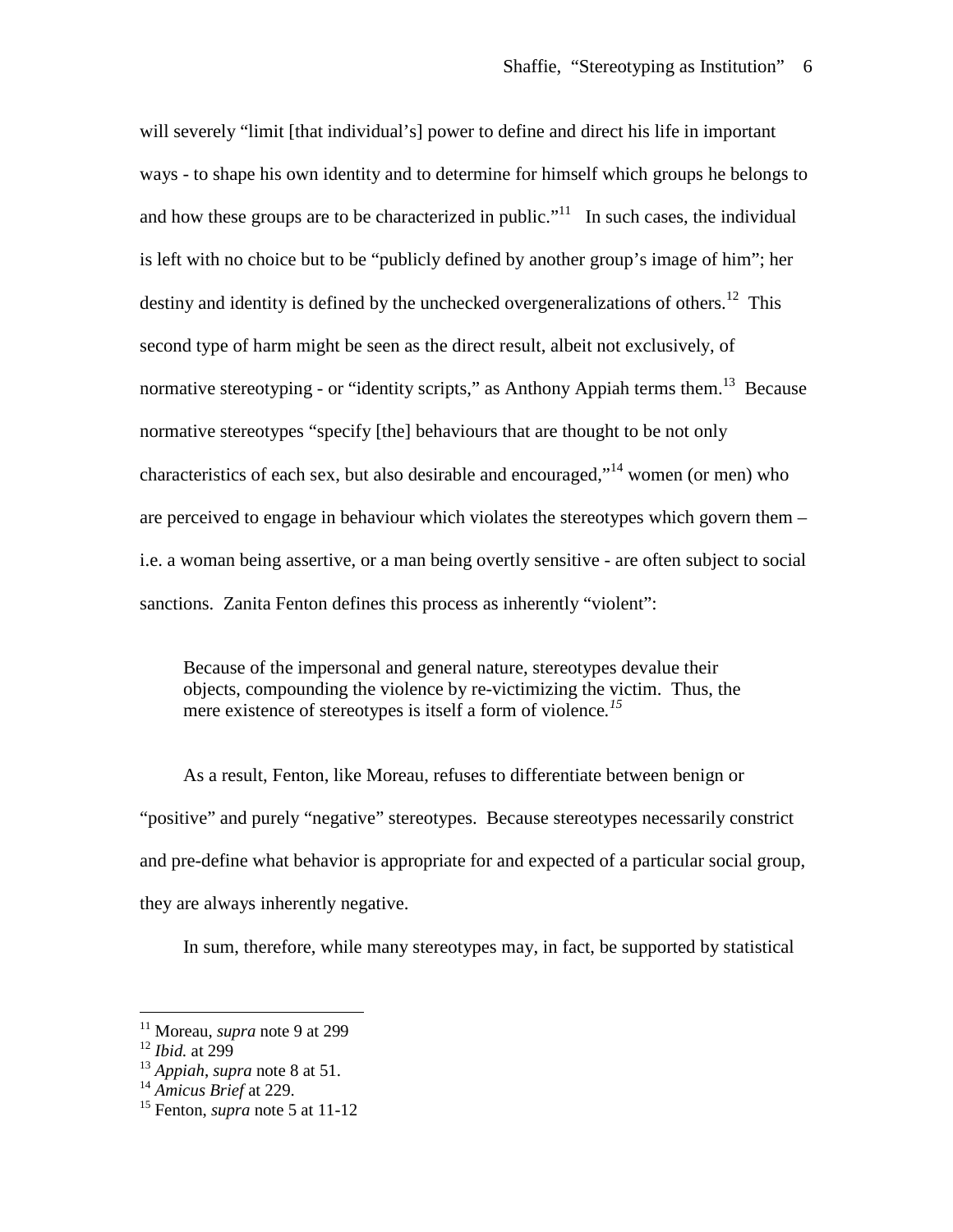will severely "limit [that individual's] power to define and direct his life in important ways - to shape his own identity and to determine for himself which groups he belongs to and how these groups are to be characterized in public."[11] In such cases, the individual is left with no choice but to be "publicly defined by another group's image of him"; her destiny and identity is defined by the unchecked overgeneralizations of others.[12] This second type of harm might be seen as the direct result, albeit not exclusively, of normative stereotyping - or "identity scripts," as Anthony Appiah terms them.[13] Because normative stereotypes "specify [the] behaviours that are thought to be not only characteristics of each sex, but also desirable and encouraged,"[14] women (or men) who are perceived to engage in behaviour which violates the stereotypes which govern them – i.e. a woman being assertive, or a man being overtly sensitive - are often subject to social sanctions. Zanita Fenton defines this process as inherently "violent":

> Because of the impersonal and general nature, stereotypes devalue their objects, compounding the violence by re-victimizing the victim. Thus, the mere existence of stereotypes is itself a form of violence.[15]

As a result, Fenton, like Moreau, refuses to differentiate between benign or "positive" and purely "negative" stereotypes. Because stereotypes necessarily constrict and pre-define what behavior is appropriate for and expected of a particular social group, they are always inherently negative.

In sum, therefore, while many stereotypes may, in fact, be supported by statistical

---

[11] Moreau, *supra* note 9 at 299

[12] *Ibid.* at 299

[13] *Appiah*, *supra* note 8 at 51.

[14] *Amicus Brief* at 229.

[15] Fenton, *supra* note 5 at 11-12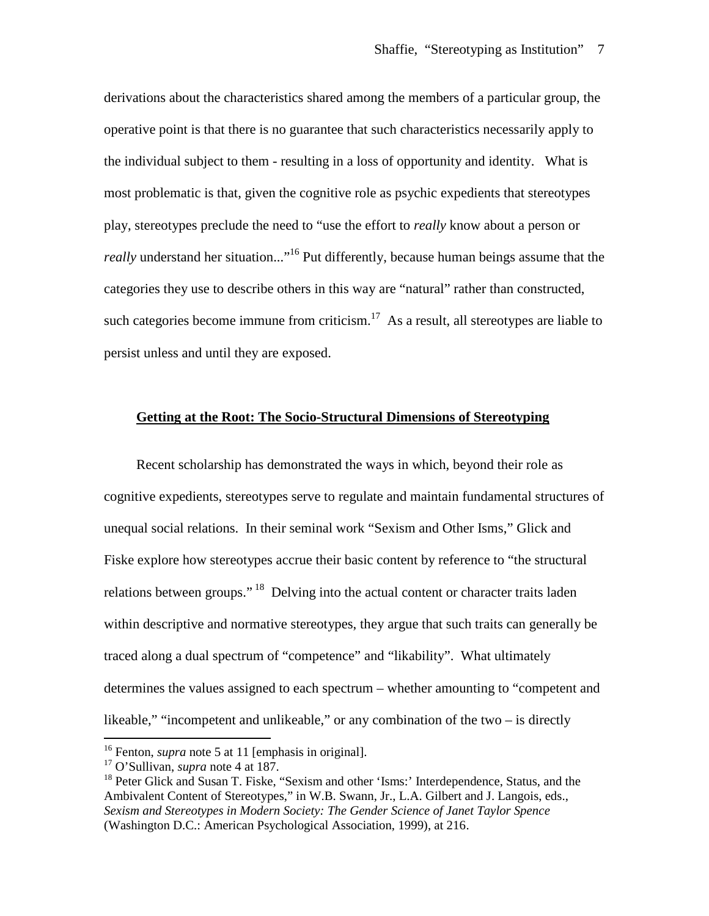derivations about the characteristics shared among the members of a particular group, the operative point is that there is no guarantee that such characteristics necessarily apply to the individual subject to them - resulting in a loss of opportunity and identity. What is most problematic is that, given the cognitive role as psychic expedients that stereotypes play, stereotypes preclude the need to "use the effort to *really* know about a person or *really* understand her situation..."[16] Put differently, because human beings assume that the categories they use to describe others in this way are "natural" rather than constructed, such categories become immune from criticism.[17] As a result, all stereotypes are liable to persist unless and until they are exposed.

## **Getting at the Root: The Socio-Structural Dimensions of Stereotyping**

Recent scholarship has demonstrated the ways in which, beyond their role as cognitive expedients, stereotypes serve to regulate and maintain fundamental structures of unequal social relations. In their seminal work "Sexism and Other Isms," Glick and Fiske explore how stereotypes accrue their basic content by reference to "the structural relations between groups."[18] Delving into the actual content or character traits laden within descriptive and normative stereotypes, they argue that such traits can generally be traced along a dual spectrum of "competence" and "likability". What ultimately determines the values assigned to each spectrum – whether amounting to "competent and likeable," "incompetent and unlikeable," or any combination of the two – is directly

---

[16] Fenton, *supra* note 5 at 11 [emphasis in original].

[17] O'Sullivan, *supra* note 4 at 187.

[18] Peter Glick and Susan T. Fiske, "Sexism and other 'Isms:' Interdependence, Status, and the Ambivalent Content of Stereotypes," in W.B. Swann, Jr., L.A. Gilbert and J. Langois, eds., *Sexism and Stereotypes in Modern Society: The Gender Science of Janet Taylor Spence* (Washington D.C.: American Psychological Association, 1999), at 216.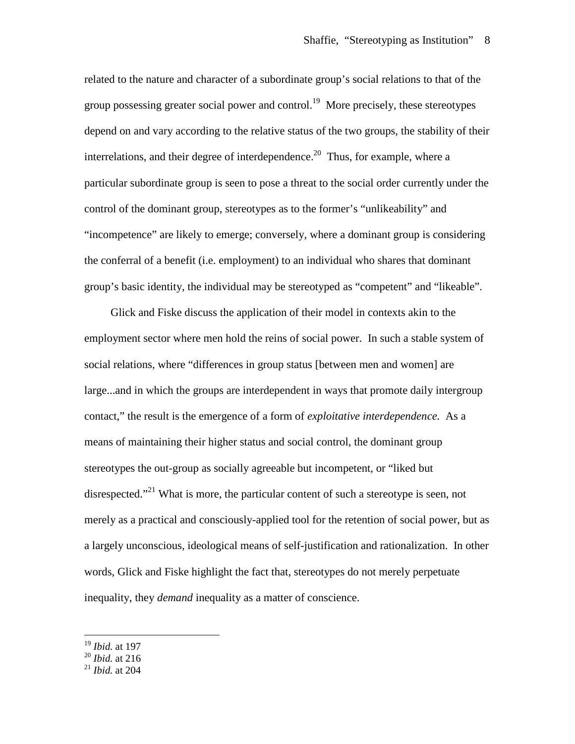related to the nature and character of a subordinate group's social relations to that of the group possessing greater social power and control.[19] More precisely, these stereotypes depend on and vary according to the relative status of the two groups, the stability of their interrelations, and their degree of interdependence.[20] Thus, for example, where a particular subordinate group is seen to pose a threat to the social order currently under the control of the dominant group, stereotypes as to the former's "unlikeability" and "incompetence" are likely to emerge; conversely, where a dominant group is considering the conferral of a benefit (i.e. employment) to an individual who shares that dominant group's basic identity, the individual may be stereotyped as "competent" and "likeable".

Glick and Fiske discuss the application of their model in contexts akin to the employment sector where men hold the reins of social power. In such a stable system of social relations, where "differences in group status [between men and women] are large...and in which the groups are interdependent in ways that promote daily intergroup contact," the result is the emergence of a form of *exploitative interdependence.* As a means of maintaining their higher status and social control, the dominant group stereotypes the out-group as socially agreeable but incompetent, or "liked but disrespected."[21] What is more, the particular content of such a stereotype is seen, not merely as a practical and consciously-applied tool for the retention of social power, but as a largely unconscious, ideological means of self-justification and rationalization. In other words, Glick and Fiske highlight the fact that, stereotypes do not merely perpetuate inequality, they *demand* inequality as a matter of conscience.

---

[19] *Ibid.* at 197
[20] *Ibid.* at 216
[21] *Ibid.* at 204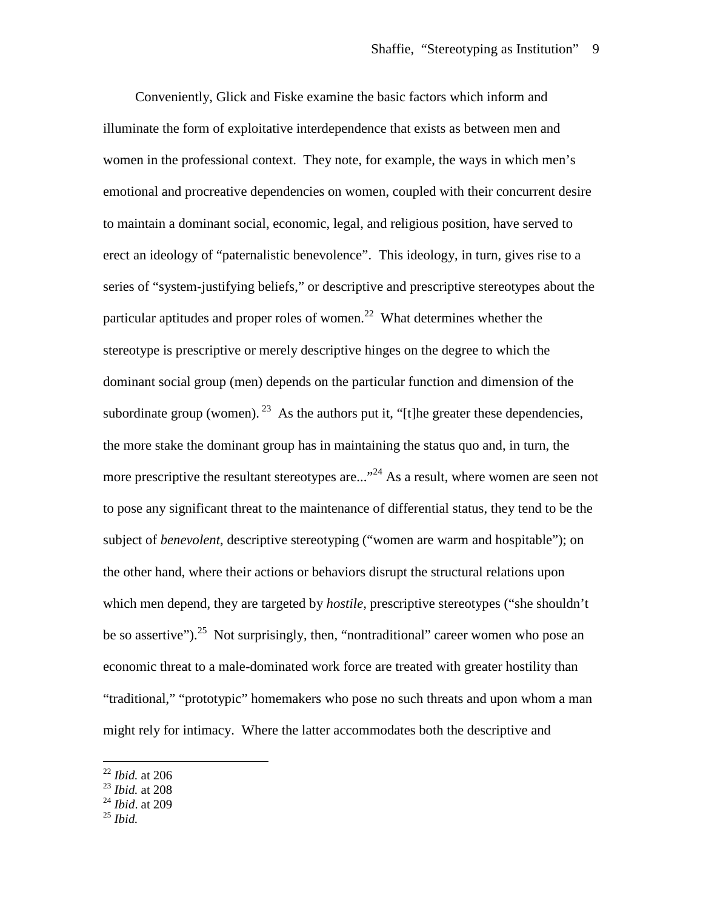Conveniently, Glick and Fiske examine the basic factors which inform and illuminate the form of exploitative interdependence that exists as between men and women in the professional context. They note, for example, the ways in which men's emotional and procreative dependencies on women, coupled with their concurrent desire to maintain a dominant social, economic, legal, and religious position, have served to erect an ideology of "paternalistic benevolence". This ideology, in turn, gives rise to a series of "system-justifying beliefs," or descriptive and prescriptive stereotypes about the particular aptitudes and proper roles of women.[22] What determines whether the stereotype is prescriptive or merely descriptive hinges on the degree to which the dominant social group (men) depends on the particular function and dimension of the subordinate group (women).[23] As the authors put it, "[t]he greater these dependencies, the more stake the dominant group has in maintaining the status quo and, in turn, the more prescriptive the resultant stereotypes are..."[24] As a result, where women are seen not to pose any significant threat to the maintenance of differential status, they tend to be the subject of *benevolent*, descriptive stereotyping ("women are warm and hospitable"); on the other hand, where their actions or behaviors disrupt the structural relations upon which men depend, they are targeted by *hostile*, prescriptive stereotypes ("she shouldn't be so assertive").[25] Not surprisingly, then, "nontraditional" career women who pose an economic threat to a male-dominated work force are treated with greater hostility than "traditional," "prototypic" homemakers who pose no such threats and upon whom a man might rely for intimacy. Where the latter accommodates both the descriptive and

---

[22] *Ibid.* at 206
[23] *Ibid.* at 208
[24] *Ibid*. at 209
[25] *Ibid.*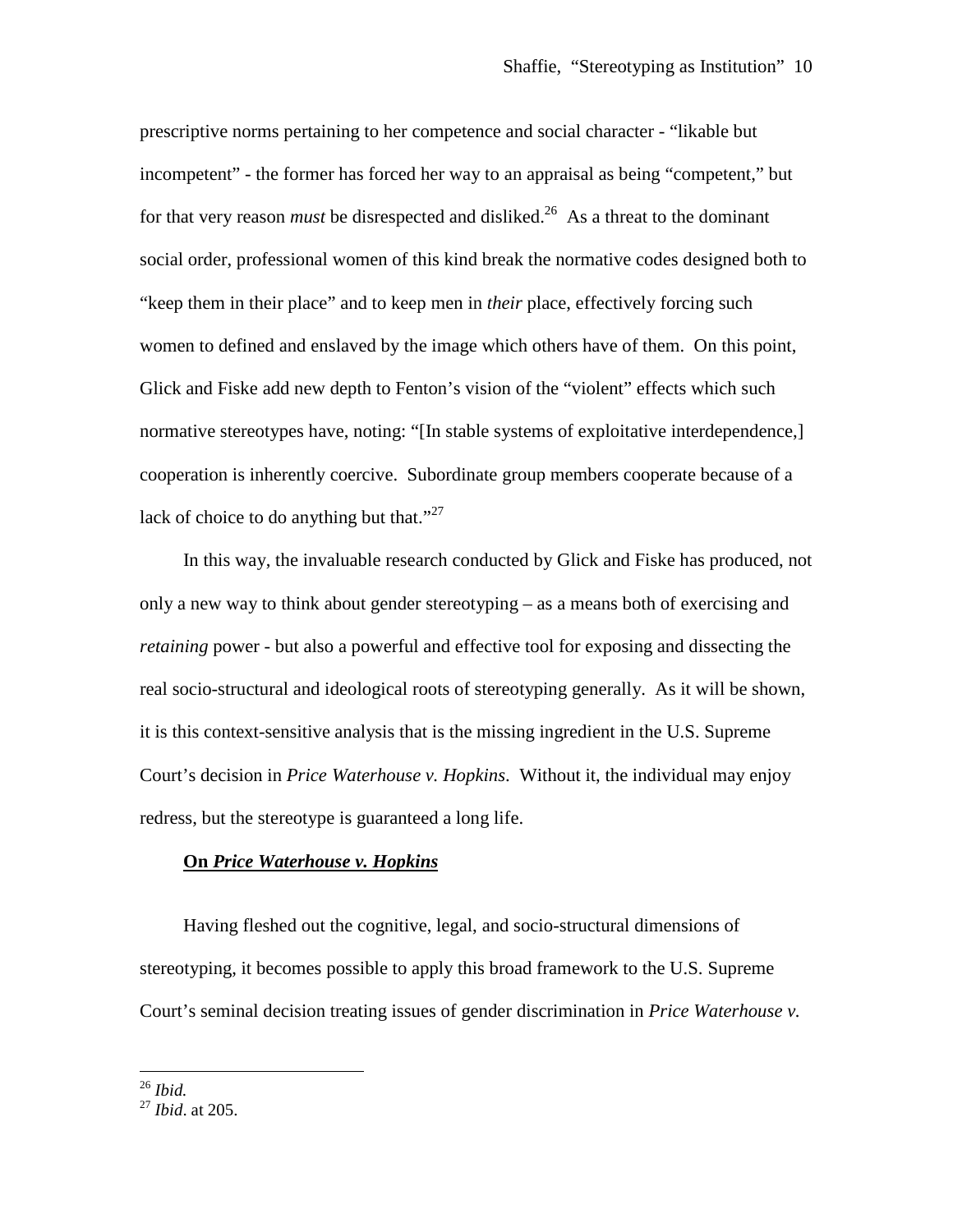prescriptive norms pertaining to her competence and social character - "likable but incompetent" - the former has forced her way to an appraisal as being "competent," but for that very reason *must* be disrespected and disliked.[26] As a threat to the dominant social order, professional women of this kind break the normative codes designed both to "keep them in their place" and to keep men in *their* place, effectively forcing such women to defined and enslaved by the image which others have of them. On this point, Glick and Fiske add new depth to Fenton's vision of the "violent" effects which such normative stereotypes have, noting: "[In stable systems of exploitative interdependence,] cooperation is inherently coercive. Subordinate group members cooperate because of a lack of choice to do anything but that."[27]

In this way, the invaluable research conducted by Glick and Fiske has produced, not only a new way to think about gender stereotyping – as a means both of exercising and *retaining* power - but also a powerful and effective tool for exposing and dissecting the real socio-structural and ideological roots of stereotyping generally. As it will be shown, it is this context-sensitive analysis that is the missing ingredient in the U.S. Supreme Court's decision in *Price Waterhouse v. Hopkins*. Without it, the individual may enjoy redress, but the stereotype is guaranteed a long life.

**On *Price Waterhouse v. Hopkins***

Having fleshed out the cognitive, legal, and socio-structural dimensions of stereotyping, it becomes possible to apply this broad framework to the U.S. Supreme Court's seminal decision treating issues of gender discrimination in *Price Waterhouse v.*

---

[26] *Ibid.*

[27] *Ibid*. at 205.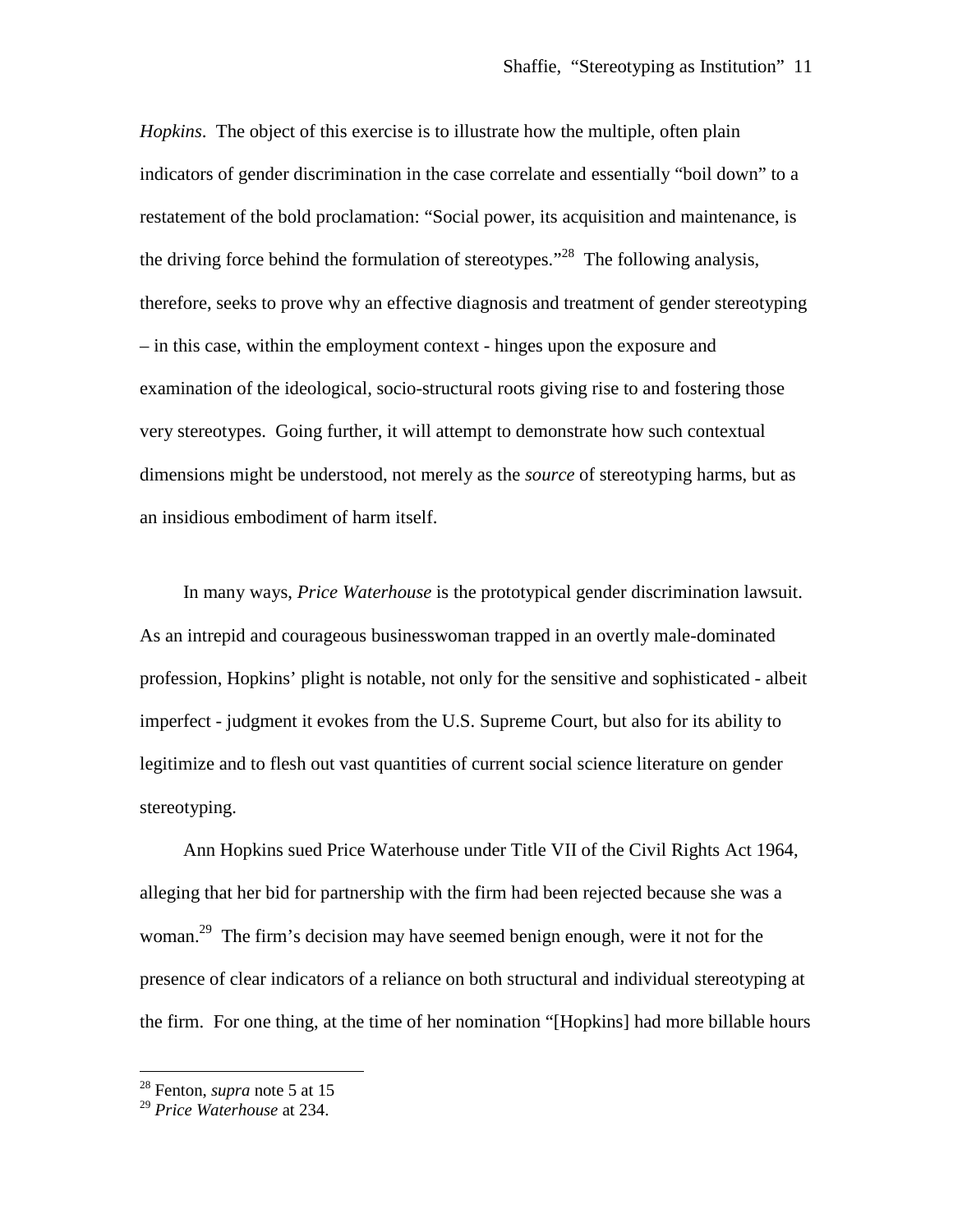*Hopkins*. The object of this exercise is to illustrate how the multiple, often plain indicators of gender discrimination in the case correlate and essentially "boil down" to a restatement of the bold proclamation: "Social power, its acquisition and maintenance, is the driving force behind the formulation of stereotypes."[28] The following analysis, therefore, seeks to prove why an effective diagnosis and treatment of gender stereotyping – in this case, within the employment context - hinges upon the exposure and examination of the ideological, socio-structural roots giving rise to and fostering those very stereotypes. Going further, it will attempt to demonstrate how such contextual dimensions might be understood, not merely as the *source* of stereotyping harms, but as an insidious embodiment of harm itself.

In many ways, *Price Waterhouse* is the prototypical gender discrimination lawsuit. As an intrepid and courageous businesswoman trapped in an overtly male-dominated profession, Hopkins' plight is notable, not only for the sensitive and sophisticated - albeit imperfect - judgment it evokes from the U.S. Supreme Court, but also for its ability to legitimize and to flesh out vast quantities of current social science literature on gender stereotyping.

Ann Hopkins sued Price Waterhouse under Title VII of the Civil Rights Act 1964, alleging that her bid for partnership with the firm had been rejected because she was a woman.[29] The firm's decision may have seemed benign enough, were it not for the presence of clear indicators of a reliance on both structural and individual stereotyping at the firm. For one thing, at the time of her nomination "[Hopkins] had more billable hours

---

[28] Fenton, *supra* note 5 at 15

[29] *Price Waterhouse* at 234.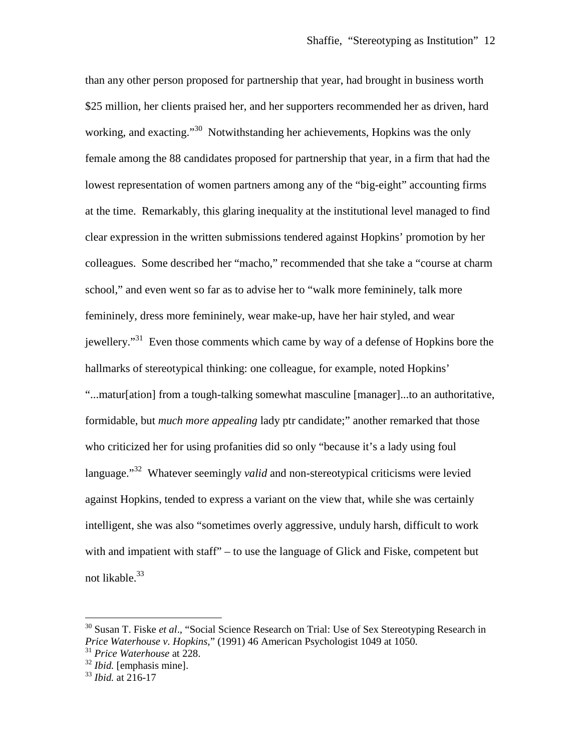than any other person proposed for partnership that year, had brought in business worth $25 million, her clients praised her, and her supporters recommended her as driven, hard working, and exacting."[30] Notwithstanding her achievements, Hopkins was the only female among the 88 candidates proposed for partnership that year, in a firm that had the lowest representation of women partners among any of the "big-eight" accounting firms at the time. Remarkably, this glaring inequality at the institutional level managed to find clear expression in the written submissions tendered against Hopkins' promotion by her colleagues. Some described her "macho," recommended that she take a "course at charm school," and even went so far as to advise her to "walk more femininely, talk more femininely, dress more femininely, wear make-up, have her hair styled, and wear jewellery."[31] Even those comments which came by way of a defense of Hopkins bore the hallmarks of stereotypical thinking: one colleague, for example, noted Hopkins' "...matur[ation] from a tough-talking somewhat masculine [manager]...to an authoritative, formidable, but *much more appealing* lady ptr candidate;" another remarked that those who criticized her for using profanities did so only "because it's a lady using foul language."[32] Whatever seemingly *valid* and non-stereotypical criticisms were levied against Hopkins, tended to express a variant on the view that, while she was certainly intelligent, she was also "sometimes overly aggressive, unduly harsh, difficult to work with and impatient with staff" – to use the language of Glick and Fiske, competent but not likable.[33]

---

[30] Susan T. Fiske *et al*., "Social Science Research on Trial: Use of Sex Stereotyping Research in *Price Waterhouse v. Hopkins*," (1991) 46 American Psychologist 1049 at 1050.

[31] *Price Waterhouse* at 228.

[32] *Ibid.* [emphasis mine].

[33] *Ibid.* at 216-17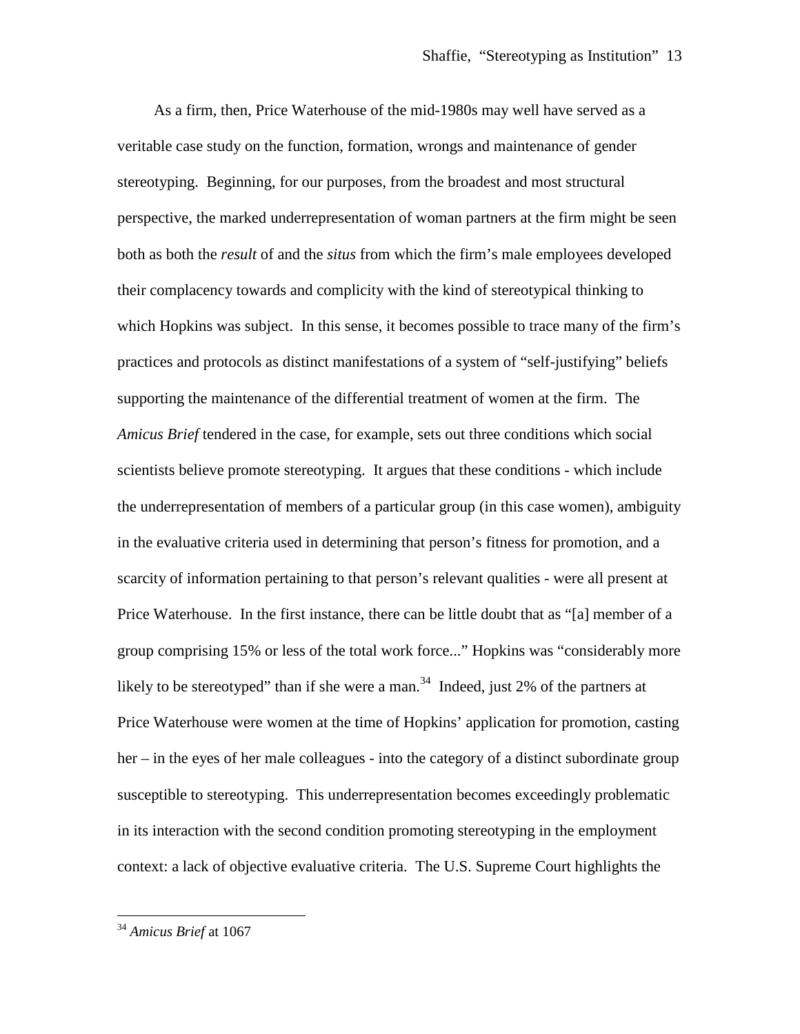As a firm, then, Price Waterhouse of the mid-1980s may well have served as a veritable case study on the function, formation, wrongs and maintenance of gender stereotyping. Beginning, for our purposes, from the broadest and most structural perspective, the marked underrepresentation of woman partners at the firm might be seen both as both the *result* of and the *situs* from which the firm's male employees developed their complacency towards and complicity with the kind of stereotypical thinking to which Hopkins was subject. In this sense, it becomes possible to trace many of the firm's practices and protocols as distinct manifestations of a system of "self-justifying" beliefs supporting the maintenance of the differential treatment of women at the firm. The *Amicus Brief* tendered in the case, for example, sets out three conditions which social scientists believe promote stereotyping. It argues that these conditions - which include the underrepresentation of members of a particular group (in this case women), ambiguity in the evaluative criteria used in determining that person's fitness for promotion, and a scarcity of information pertaining to that person's relevant qualities - were all present at Price Waterhouse. In the first instance, there can be little doubt that as "[a] member of a group comprising 15% or less of the total work force..." Hopkins was "considerably more likely to be stereotyped" than if she were a man.[34] Indeed, just 2% of the partners at Price Waterhouse were women at the time of Hopkins' application for promotion, casting her – in the eyes of her male colleagues - into the category of a distinct subordinate group susceptible to stereotyping. This underrepresentation becomes exceedingly problematic in its interaction with the second condition promoting stereotyping in the employment context: a lack of objective evaluative criteria. The U.S. Supreme Court highlights the

[34] *Amicus Brief* at 1067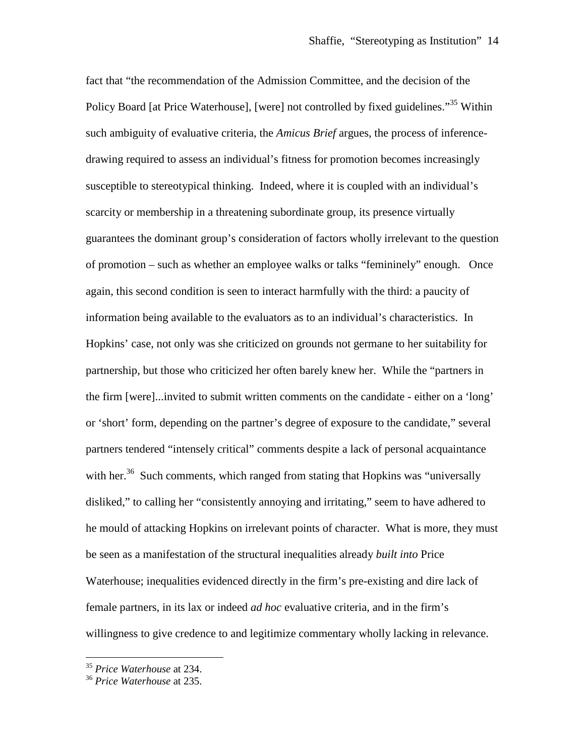fact that "the recommendation of the Admission Committee, and the decision of the Policy Board [at Price Waterhouse], [were] not controlled by fixed guidelines."[35] Within such ambiguity of evaluative criteria, the *Amicus Brief* argues, the process of inference-drawing required to assess an individual's fitness for promotion becomes increasingly susceptible to stereotypical thinking. Indeed, where it is coupled with an individual's scarcity or membership in a threatening subordinate group, its presence virtually guarantees the dominant group's consideration of factors wholly irrelevant to the question of promotion – such as whether an employee walks or talks "femininely" enough. Once again, this second condition is seen to interact harmfully with the third: a paucity of information being available to the evaluators as to an individual's characteristics. In Hopkins' case, not only was she criticized on grounds not germane to her suitability for partnership, but those who criticized her often barely knew her. While the "partners in the firm [were]...invited to submit written comments on the candidate - either on a 'long' or 'short' form, depending on the partner's degree of exposure to the candidate," several partners tendered "intensely critical" comments despite a lack of personal acquaintance with her.[36] Such comments, which ranged from stating that Hopkins was "universally disliked," to calling her "consistently annoying and irritating," seem to have adhered to he mould of attacking Hopkins on irrelevant points of character. What is more, they must be seen as a manifestation of the structural inequalities already *built into* Price Waterhouse; inequalities evidenced directly in the firm's pre-existing and dire lack of female partners, in its lax or indeed *ad hoc* evaluative criteria, and in the firm's willingness to give credence to and legitimize commentary wholly lacking in relevance.

---

[35] *Price Waterhouse* at 234.

[36] *Price Waterhouse* at 235.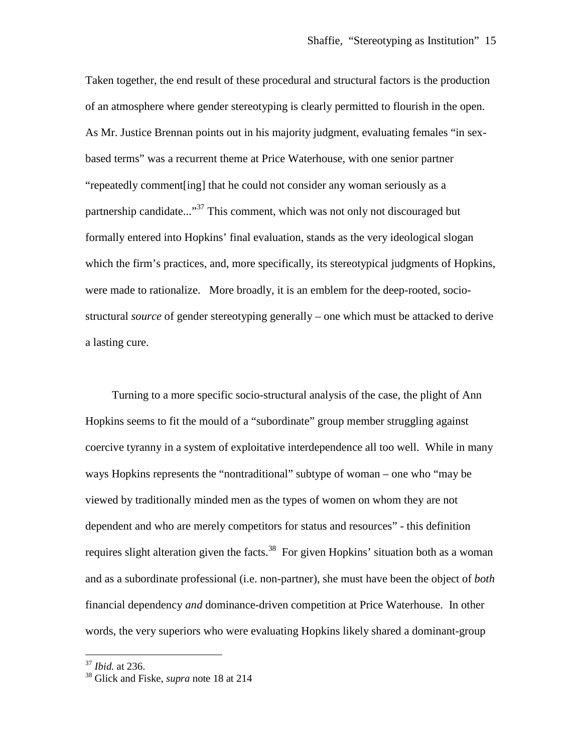Taken together, the end result of these procedural and structural factors is the production of an atmosphere where gender stereotyping is clearly permitted to flourish in the open. As Mr. Justice Brennan points out in his majority judgment, evaluating females "in sex-based terms" was a recurrent theme at Price Waterhouse, with one senior partner "repeatedly comment[ing] that he could not consider any woman seriously as a partnership candidate..."[37] This comment, which was not only not discouraged but formally entered into Hopkins' final evaluation, stands as the very ideological slogan which the firm's practices, and, more specifically, its stereotypical judgments of Hopkins, were made to rationalize. More broadly, it is an emblem for the deep-rooted, socio-structural *source* of gender stereotyping generally – one which must be attacked to derive a lasting cure.

Turning to a more specific socio-structural analysis of the case, the plight of Ann Hopkins seems to fit the mould of a "subordinate" group member struggling against coercive tyranny in a system of exploitative interdependence all too well. While in many ways Hopkins represents the "nontraditional" subtype of woman – one who "may be viewed by traditionally minded men as the types of women on whom they are not dependent and who are merely competitors for status and resources" - this definition requires slight alteration given the facts.[38] For given Hopkins' situation both as a woman and as a subordinate professional (i.e. non-partner), she must have been the object of *both* financial dependency *and* dominance-driven competition at Price Waterhouse. In other words, the very superiors who were evaluating Hopkins likely shared a dominant-group

---

[37] *Ibid.* at 236.

[38] Glick and Fiske, *supra* note 18 at 214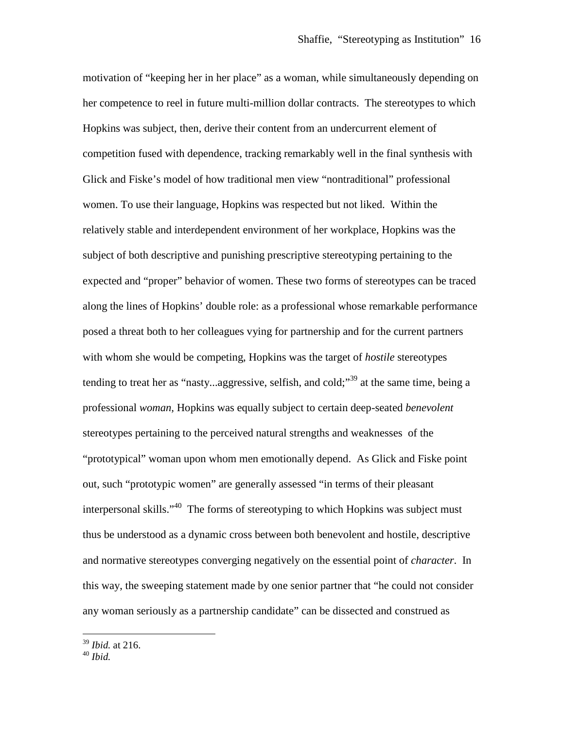motivation of "keeping her in her place" as a woman, while simultaneously depending on her competence to reel in future multi-million dollar contracts. The stereotypes to which Hopkins was subject, then, derive their content from an undercurrent element of competition fused with dependence, tracking remarkably well in the final synthesis with Glick and Fiske's model of how traditional men view "nontraditional" professional women. To use their language, Hopkins was respected but not liked. Within the relatively stable and interdependent environment of her workplace, Hopkins was the subject of both descriptive and punishing prescriptive stereotyping pertaining to the expected and "proper" behavior of women. These two forms of stereotypes can be traced along the lines of Hopkins' double role: as a professional whose remarkable performance posed a threat both to her colleagues vying for partnership and for the current partners with whom she would be competing, Hopkins was the target of *hostile* stereotypes tending to treat her as "nasty...aggressive, selfish, and cold;"[39] at the same time, being a professional *woman*, Hopkins was equally subject to certain deep-seated *benevolent* stereotypes pertaining to the perceived natural strengths and weaknesses of the "prototypical" woman upon whom men emotionally depend. As Glick and Fiske point out, such "prototypic women" are generally assessed "in terms of their pleasant interpersonal skills."[40] The forms of stereotyping to which Hopkins was subject must thus be understood as a dynamic cross between both benevolent and hostile, descriptive and normative stereotypes converging negatively on the essential point of *character*. In this way, the sweeping statement made by one senior partner that "he could not consider any woman seriously as a partnership candidate" can be dissected and construed as

---

[39] *Ibid.* at 216.

[40] *Ibid.*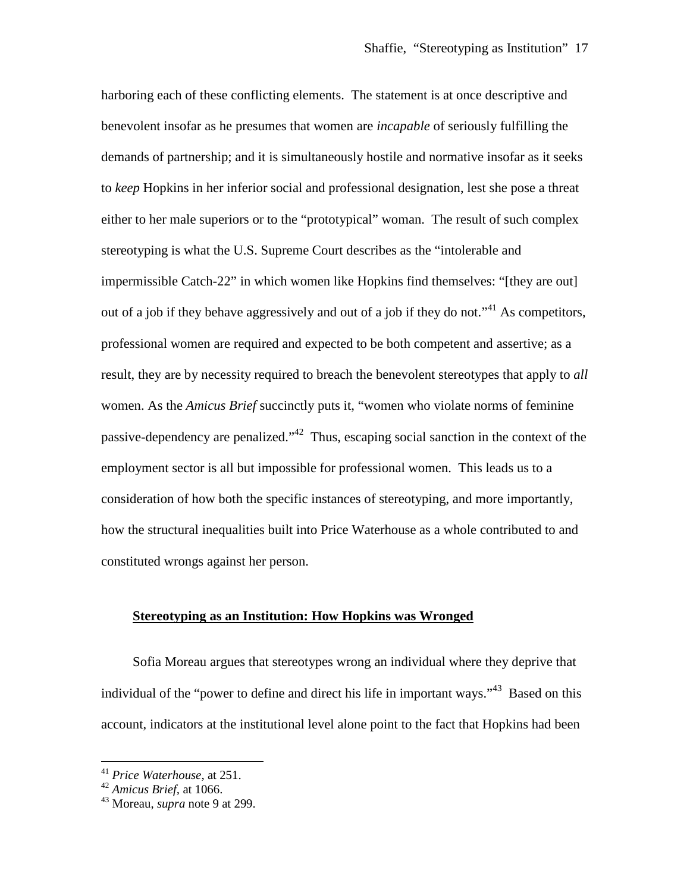harboring each of these conflicting elements. The statement is at once descriptive and benevolent insofar as he presumes that women are *incapable* of seriously fulfilling the demands of partnership; and it is simultaneously hostile and normative insofar as it seeks to *keep* Hopkins in her inferior social and professional designation, lest she pose a threat either to her male superiors or to the "prototypical" woman. The result of such complex stereotyping is what the U.S. Supreme Court describes as the "intolerable and impermissible Catch-22" in which women like Hopkins find themselves: "[they are out] out of a job if they behave aggressively and out of a job if they do not."[41] As competitors, professional women are required and expected to be both competent and assertive; as a result, they are by necessity required to breach the benevolent stereotypes that apply to *all* women. As the *Amicus Brief* succinctly puts it, "women who violate norms of feminine passive-dependency are penalized."[42] Thus, escaping social sanction in the context of the employment sector is all but impossible for professional women. This leads us to a consideration of how both the specific instances of stereotyping, and more importantly, how the structural inequalities built into Price Waterhouse as a whole contributed to and constituted wrongs against her person.

## **Stereotyping as an Institution: How Hopkins was Wronged**

Sofia Moreau argues that stereotypes wrong an individual where they deprive that individual of the "power to define and direct his life in important ways."[43] Based on this account, indicators at the institutional level alone point to the fact that Hopkins had been

---

[41] *Price Waterhouse*, at 251.

[42] *Amicus Brief,* at 1066.

[43] Moreau, *supra* note 9 at 299.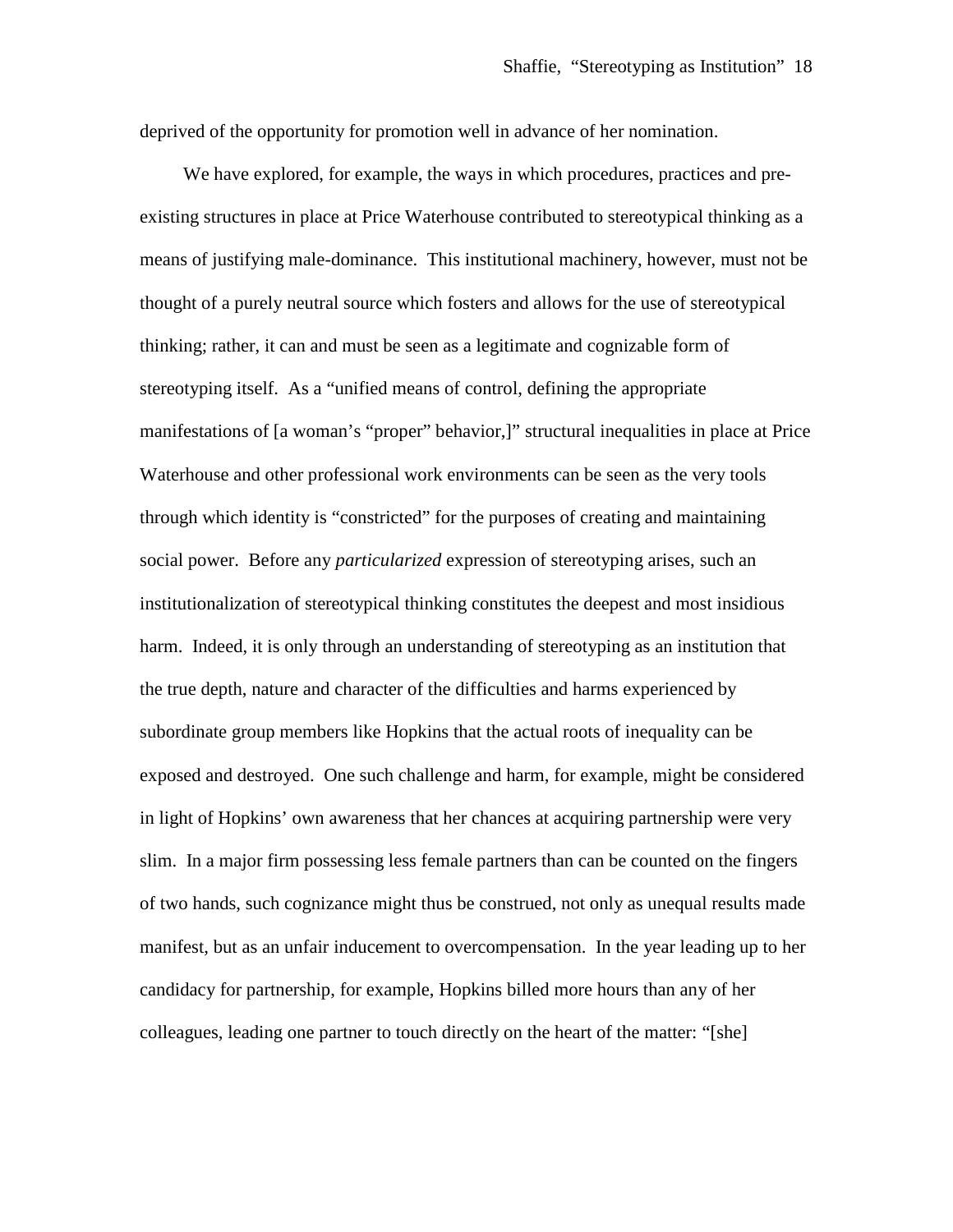deprived of the opportunity for promotion well in advance of her nomination.

We have explored, for example, the ways in which procedures, practices and pre-existing structures in place at Price Waterhouse contributed to stereotypical thinking as a means of justifying male-dominance. This institutional machinery, however, must not be thought of a purely neutral source which fosters and allows for the use of stereotypical thinking; rather, it can and must be seen as a legitimate and cognizable form of stereotyping itself. As a "unified means of control, defining the appropriate manifestations of [a woman's "proper" behavior,]" structural inequalities in place at Price Waterhouse and other professional work environments can be seen as the very tools through which identity is "constricted" for the purposes of creating and maintaining social power. Before any *particularized* expression of stereotyping arises, such an institutionalization of stereotypical thinking constitutes the deepest and most insidious harm. Indeed, it is only through an understanding of stereotyping as an institution that the true depth, nature and character of the difficulties and harms experienced by subordinate group members like Hopkins that the actual roots of inequality can be exposed and destroyed. One such challenge and harm, for example, might be considered in light of Hopkins' own awareness that her chances at acquiring partnership were very slim. In a major firm possessing less female partners than can be counted on the fingers of two hands, such cognizance might thus be construed, not only as unequal results made manifest, but as an unfair inducement to overcompensation. In the year leading up to her candidacy for partnership, for example, Hopkins billed more hours than any of her colleagues, leading one partner to touch directly on the heart of the matter: "[she]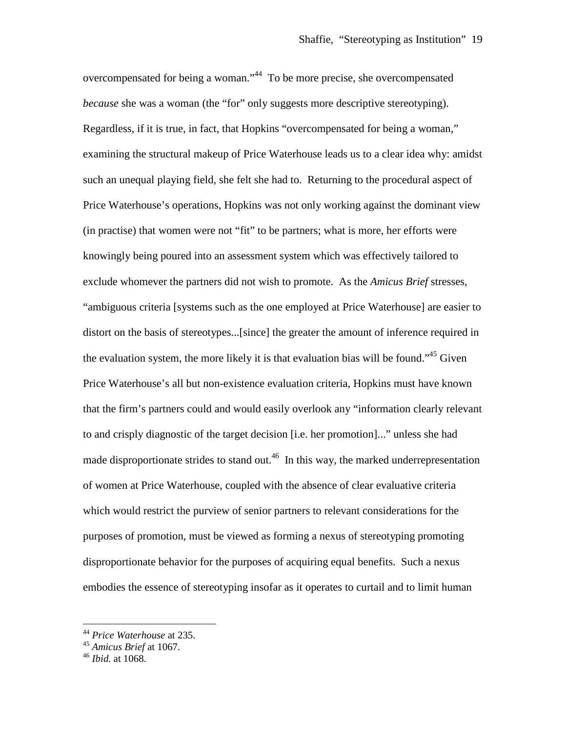overcompensated for being a woman."[44] To be more precise, she overcompensated *because* she was a woman (the "for" only suggests more descriptive stereotyping). Regardless, if it is true, in fact, that Hopkins "overcompensated for being a woman," examining the structural makeup of Price Waterhouse leads us to a clear idea why: amidst such an unequal playing field, she felt she had to. Returning to the procedural aspect of Price Waterhouse's operations, Hopkins was not only working against the dominant view (in practise) that women were not "fit" to be partners; what is more, her efforts were knowingly being poured into an assessment system which was effectively tailored to exclude whomever the partners did not wish to promote. As the *Amicus Brief* stresses, "ambiguous criteria [systems such as the one employed at Price Waterhouse] are easier to distort on the basis of stereotypes...[since] the greater the amount of inference required in the evaluation system, the more likely it is that evaluation bias will be found."[45] Given Price Waterhouse's all but non-existence evaluation criteria, Hopkins must have known that the firm's partners could and would easily overlook any "information clearly relevant to and crisply diagnostic of the target decision [i.e. her promotion]..." unless she had made disproportionate strides to stand out.[46] In this way, the marked underrepresentation of women at Price Waterhouse, coupled with the absence of clear evaluative criteria which would restrict the purview of senior partners to relevant considerations for the purposes of promotion, must be viewed as forming a nexus of stereotyping promoting disproportionate behavior for the purposes of acquiring equal benefits. Such a nexus embodies the essence of stereotyping insofar as it operates to curtail and to limit human

---

[44] *Price Waterhouse* at 235.
[45] *Amicus Brief* at 1067.
[46] *Ibid.* at 1068.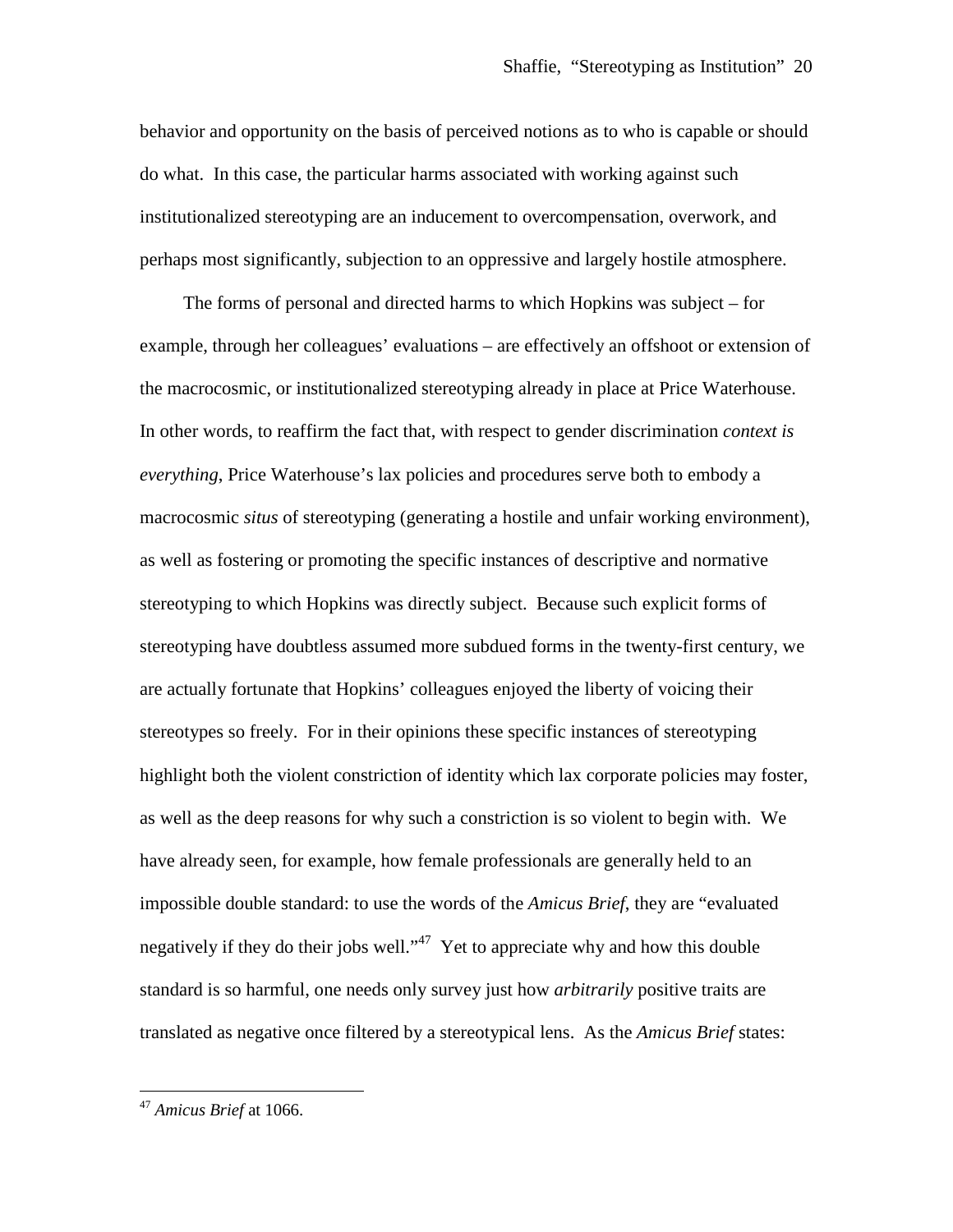behavior and opportunity on the basis of perceived notions as to who is capable or should do what. In this case, the particular harms associated with working against such institutionalized stereotyping are an inducement to overcompensation, overwork, and perhaps most significantly, subjection to an oppressive and largely hostile atmosphere.

The forms of personal and directed harms to which Hopkins was subject – for example, through her colleagues' evaluations – are effectively an offshoot or extension of the macrocosmic, or institutionalized stereotyping already in place at Price Waterhouse. In other words, to reaffirm the fact that, with respect to gender discrimination *context is everything*, Price Waterhouse's lax policies and procedures serve both to embody a macrocosmic *situs* of stereotyping (generating a hostile and unfair working environment), as well as fostering or promoting the specific instances of descriptive and normative stereotyping to which Hopkins was directly subject. Because such explicit forms of stereotyping have doubtless assumed more subdued forms in the twenty-first century, we are actually fortunate that Hopkins' colleagues enjoyed the liberty of voicing their stereotypes so freely. For in their opinions these specific instances of stereotyping highlight both the violent constriction of identity which lax corporate policies may foster, as well as the deep reasons for why such a constriction is so violent to begin with. We have already seen, for example, how female professionals are generally held to an impossible double standard: to use the words of the *Amicus Brief*, they are "evaluated negatively if they do their jobs well."[47] Yet to appreciate why and how this double standard is so harmful, one needs only survey just how *arbitrarily* positive traits are translated as negative once filtered by a stereotypical lens. As the *Amicus Brief* states:

---

[47] *Amicus Brief* at 1066.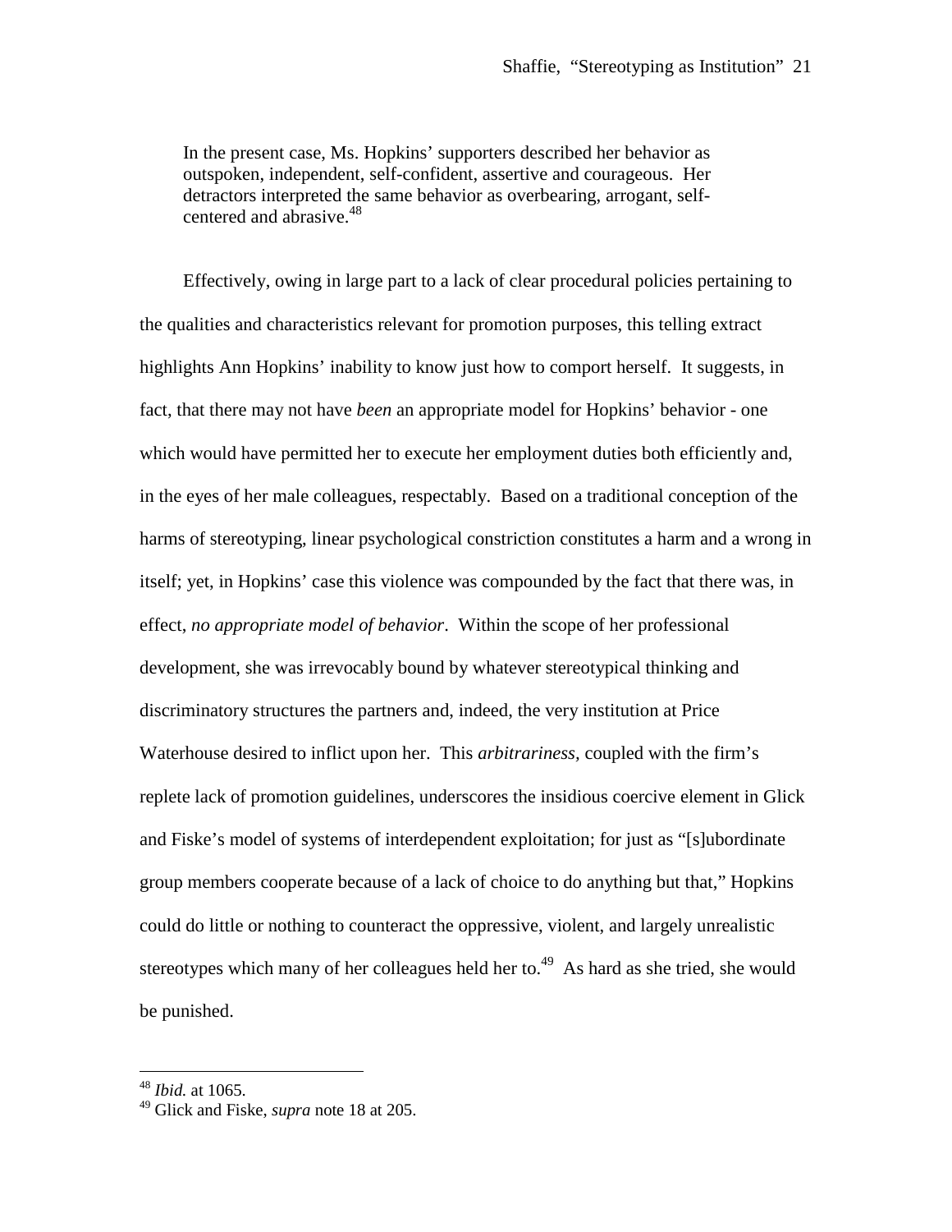> In the present case, Ms. Hopkins' supporters described her behavior as outspoken, independent, self-confident, assertive and courageous. Her detractors interpreted the same behavior as overbearing, arrogant, self-centered and abrasive.[48]

Effectively, owing in large part to a lack of clear procedural policies pertaining to the qualities and characteristics relevant for promotion purposes, this telling extract highlights Ann Hopkins' inability to know just how to comport herself. It suggests, in fact, that there may not have *been* an appropriate model for Hopkins' behavior - one which would have permitted her to execute her employment duties both efficiently and, in the eyes of her male colleagues, respectably. Based on a traditional conception of the harms of stereotyping, linear psychological constriction constitutes a harm and a wrong in itself; yet, in Hopkins' case this violence was compounded by the fact that there was, in effect, *no appropriate model of behavior*. Within the scope of her professional development, she was irrevocably bound by whatever stereotypical thinking and discriminatory structures the partners and, indeed, the very institution at Price Waterhouse desired to inflict upon her. This *arbitrariness*, coupled with the firm's replete lack of promotion guidelines, underscores the insidious coercive element in Glick and Fiske's model of systems of interdependent exploitation; for just as "[s]ubordinate group members cooperate because of a lack of choice to do anything but that," Hopkins could do little or nothing to counteract the oppressive, violent, and largely unrealistic stereotypes which many of her colleagues held her to.[49] As hard as she tried, she would be punished.

---

[48] *Ibid.* at 1065.

[49] Glick and Fiske, *supra* note 18 at 205.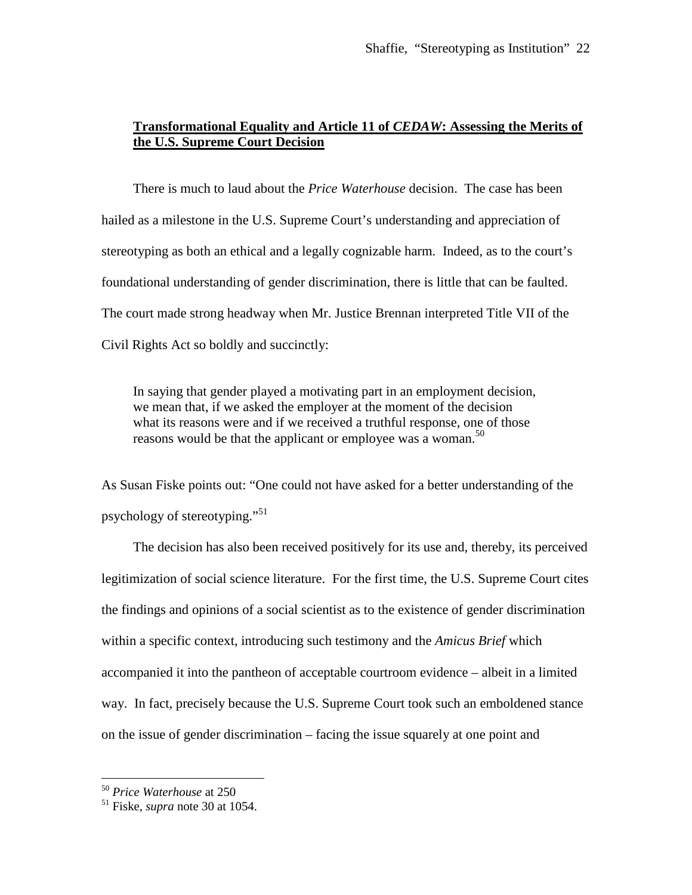## **Transformational Equality and Article 11 of *CEDAW*: Assessing the Merits of the U.S. Supreme Court Decision**

There is much to laud about the *Price Waterhouse* decision. The case has been hailed as a milestone in the U.S. Supreme Court's understanding and appreciation of stereotyping as both an ethical and a legally cognizable harm. Indeed, as to the court's foundational understanding of gender discrimination, there is little that can be faulted. The court made strong headway when Mr. Justice Brennan interpreted Title VII of the Civil Rights Act so boldly and succinctly:

> In saying that gender played a motivating part in an employment decision, we mean that, if we asked the employer at the moment of the decision what its reasons were and if we received a truthful response, one of those reasons would be that the applicant or employee was a woman.[50]

As Susan Fiske points out: "One could not have asked for a better understanding of the psychology of stereotyping."[51]

The decision has also been received positively for its use and, thereby, its perceived legitimization of social science literature. For the first time, the U.S. Supreme Court cites the findings and opinions of a social scientist as to the existence of gender discrimination within a specific context, introducing such testimony and the *Amicus Brief* which accompanied it into the pantheon of acceptable courtroom evidence – albeit in a limited way. In fact, precisely because the U.S. Supreme Court took such an emboldened stance on the issue of gender discrimination – facing the issue squarely at one point and

---

[50] *Price Waterhouse* at 250

[51] Fiske, *supra* note 30 at 1054.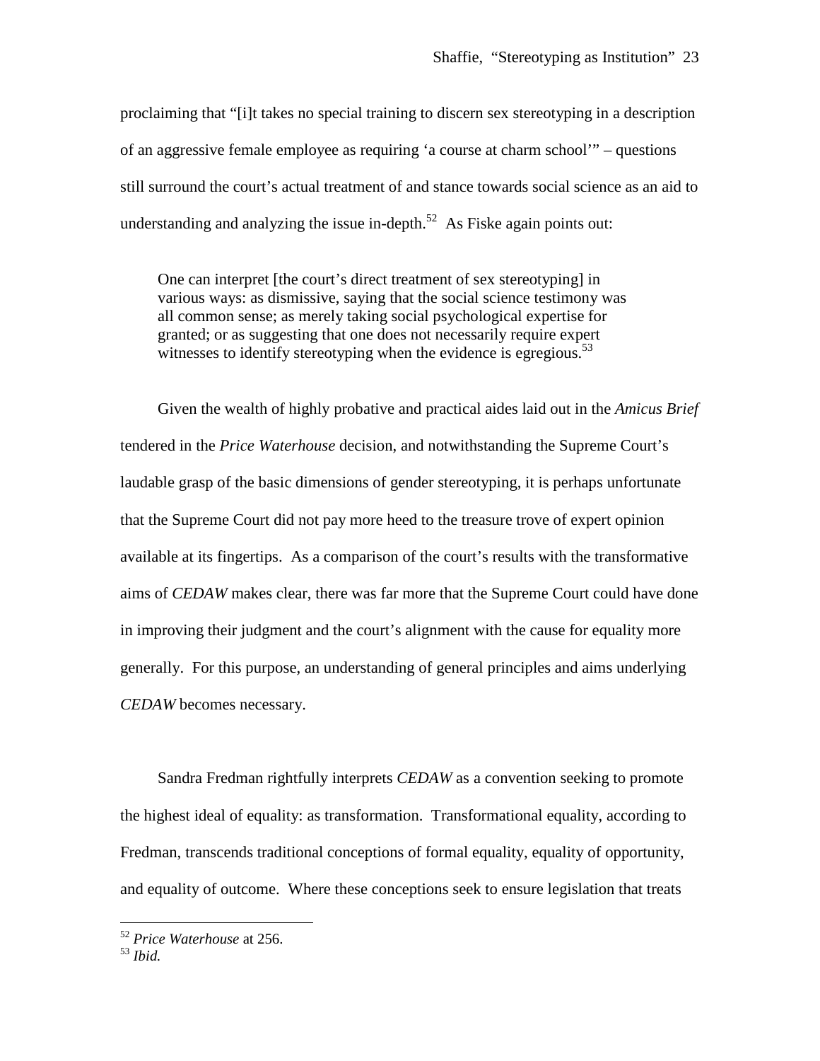proclaiming that "[i]t takes no special training to discern sex stereotyping in a description of an aggressive female employee as requiring 'a course at charm school'" – questions still surround the court's actual treatment of and stance towards social science as an aid to understanding and analyzing the issue in-depth.[52] As Fiske again points out:

> One can interpret [the court's direct treatment of sex stereotyping] in various ways: as dismissive, saying that the social science testimony was all common sense; as merely taking social psychological expertise for granted; or as suggesting that one does not necessarily require expert witnesses to identify stereotyping when the evidence is egregious.[53]

Given the wealth of highly probative and practical aides laid out in the *Amicus Brief* tendered in the *Price Waterhouse* decision, and notwithstanding the Supreme Court's laudable grasp of the basic dimensions of gender stereotyping, it is perhaps unfortunate that the Supreme Court did not pay more heed to the treasure trove of expert opinion available at its fingertips. As a comparison of the court's results with the transformative aims of *CEDAW* makes clear, there was far more that the Supreme Court could have done in improving their judgment and the court's alignment with the cause for equality more generally. For this purpose, an understanding of general principles and aims underlying *CEDAW* becomes necessary.

Sandra Fredman rightfully interprets *CEDAW* as a convention seeking to promote the highest ideal of equality: as transformation. Transformational equality, according to Fredman, transcends traditional conceptions of formal equality, equality of opportunity, and equality of outcome. Where these conceptions seek to ensure legislation that treats

---

[52] *Price Waterhouse* at 256.

[53] *Ibid.*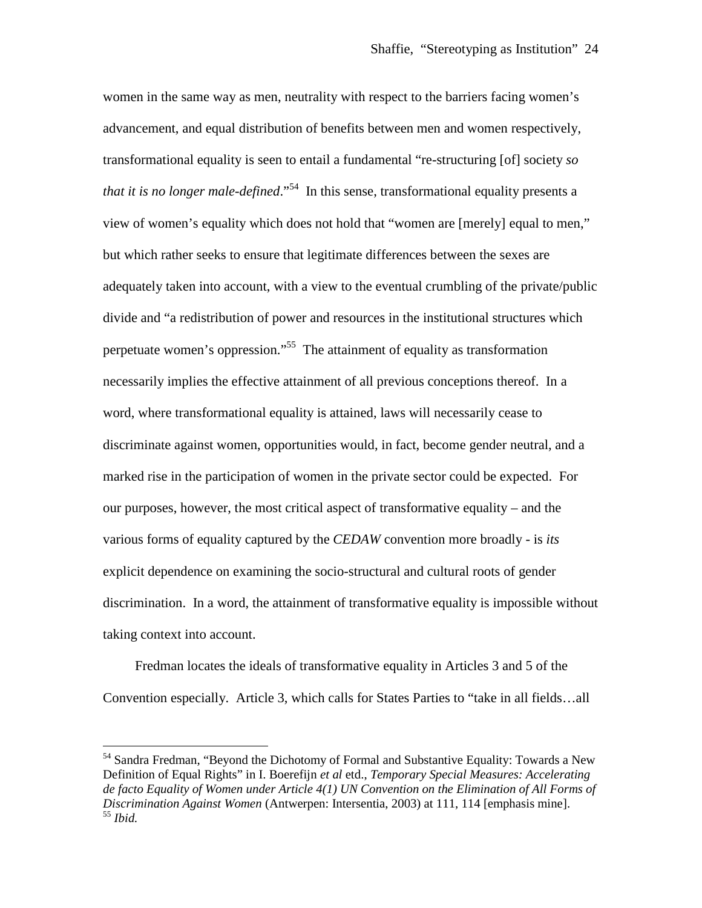women in the same way as men, neutrality with respect to the barriers facing women's advancement, and equal distribution of benefits between men and women respectively, transformational equality is seen to entail a fundamental "re-structuring [of] society *so that it is no longer male-defined*."[54] In this sense, transformational equality presents a view of women's equality which does not hold that "women are [merely] equal to men," but which rather seeks to ensure that legitimate differences between the sexes are adequately taken into account, with a view to the eventual crumbling of the private/public divide and "a redistribution of power and resources in the institutional structures which perpetuate women's oppression."[55] The attainment of equality as transformation necessarily implies the effective attainment of all previous conceptions thereof. In a word, where transformational equality is attained, laws will necessarily cease to discriminate against women, opportunities would, in fact, become gender neutral, and a marked rise in the participation of women in the private sector could be expected. For our purposes, however, the most critical aspect of transformative equality – and the various forms of equality captured by the *CEDAW* convention more broadly - is *its* explicit dependence on examining the socio-structural and cultural roots of gender discrimination. In a word, the attainment of transformative equality is impossible without taking context into account.

Fredman locates the ideals of transformative equality in Articles 3 and 5 of the Convention especially. Article 3, which calls for States Parties to "take in all fields…all

---

[54] Sandra Fredman, "Beyond the Dichotomy of Formal and Substantive Equality: Towards a New Definition of Equal Rights" in I. Boerefijn *et al* etd., *Temporary Special Measures: Accelerating de facto Equality of Women under Article 4(1) UN Convention on the Elimination of All Forms of Discrimination Against Women* (Antwerpen: Intersentia, 2003) at 111, 114 [emphasis mine].

[55] *Ibid.*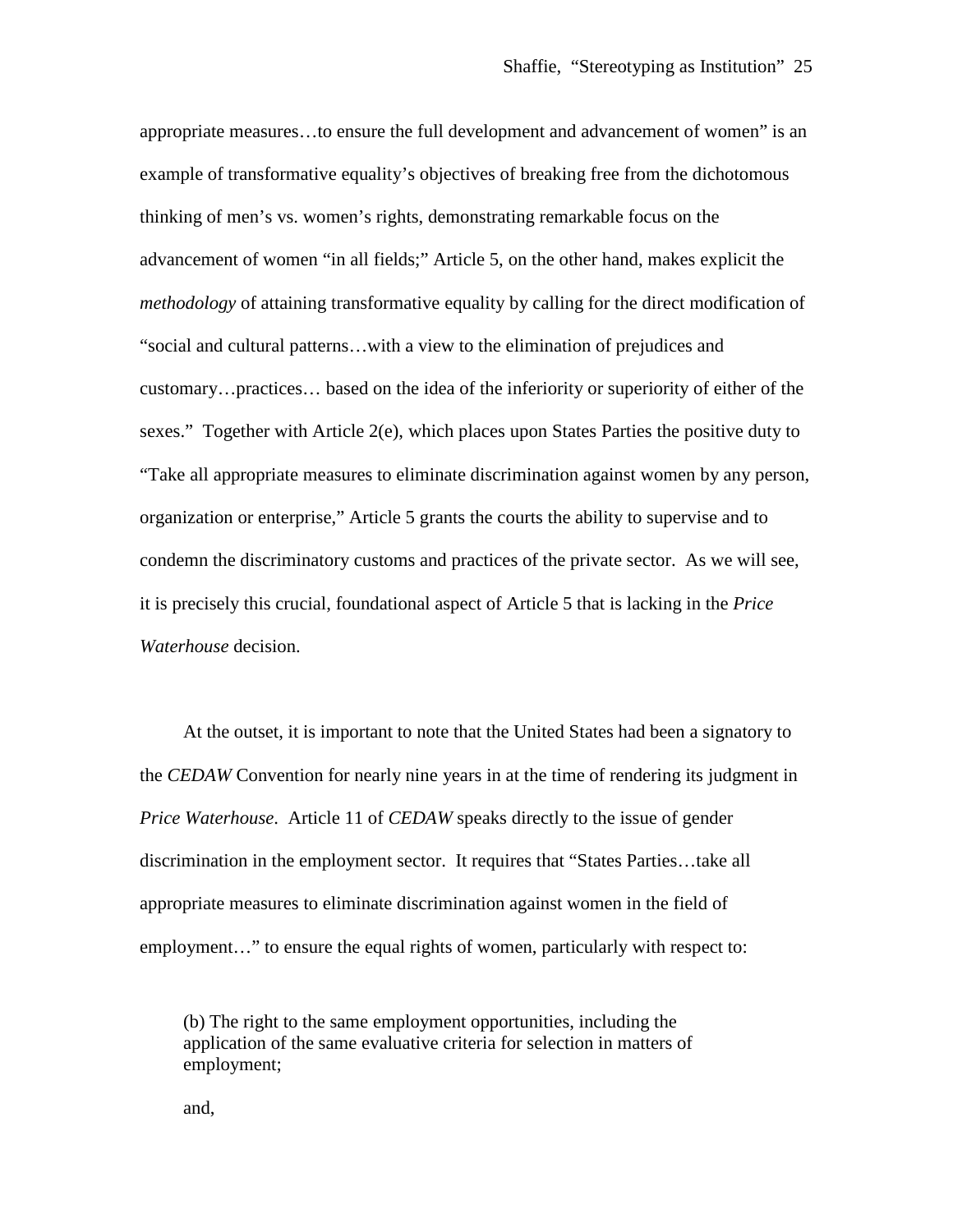appropriate measures…to ensure the full development and advancement of women" is an example of transformative equality's objectives of breaking free from the dichotomous thinking of men's vs. women's rights, demonstrating remarkable focus on the advancement of women "in all fields;" Article 5, on the other hand, makes explicit the *methodology* of attaining transformative equality by calling for the direct modification of "social and cultural patterns…with a view to the elimination of prejudices and customary…practices… based on the idea of the inferiority or superiority of either of the sexes." Together with Article 2(e), which places upon States Parties the positive duty to "Take all appropriate measures to eliminate discrimination against women by any person, organization or enterprise," Article 5 grants the courts the ability to supervise and to condemn the discriminatory customs and practices of the private sector. As we will see, it is precisely this crucial, foundational aspect of Article 5 that is lacking in the *Price Waterhouse* decision.

At the outset, it is important to note that the United States had been a signatory to the *CEDAW* Convention for nearly nine years in at the time of rendering its judgment in *Price Waterhouse*. Article 11 of *CEDAW* speaks directly to the issue of gender discrimination in the employment sector. It requires that "States Parties…take all appropriate measures to eliminate discrimination against women in the field of employment…" to ensure the equal rights of women, particularly with respect to:

> (b) The right to the same employment opportunities, including the application of the same evaluative criteria for selection in matters of employment;
>
> and,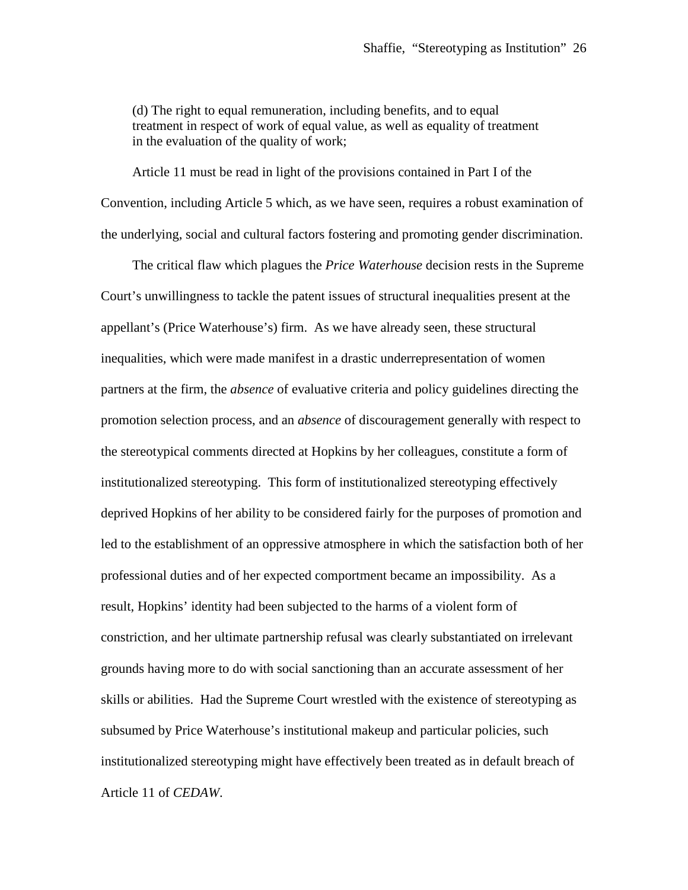> (d) The right to equal remuneration, including benefits, and to equal treatment in respect of work of equal value, as well as equality of treatment in the evaluation of the quality of work;

Article 11 must be read in light of the provisions contained in Part I of the Convention, including Article 5 which, as we have seen, requires a robust examination of the underlying, social and cultural factors fostering and promoting gender discrimination.

The critical flaw which plagues the *Price Waterhouse* decision rests in the Supreme Court's unwillingness to tackle the patent issues of structural inequalities present at the appellant's (Price Waterhouse's) firm. As we have already seen, these structural inequalities, which were made manifest in a drastic underrepresentation of women partners at the firm, the *absence* of evaluative criteria and policy guidelines directing the promotion selection process, and an *absence* of discouragement generally with respect to the stereotypical comments directed at Hopkins by her colleagues, constitute a form of institutionalized stereotyping. This form of institutionalized stereotyping effectively deprived Hopkins of her ability to be considered fairly for the purposes of promotion and led to the establishment of an oppressive atmosphere in which the satisfaction both of her professional duties and of her expected comportment became an impossibility. As a result, Hopkins' identity had been subjected to the harms of a violent form of constriction, and her ultimate partnership refusal was clearly substantiated on irrelevant grounds having more to do with social sanctioning than an accurate assessment of her skills or abilities. Had the Supreme Court wrestled with the existence of stereotyping as subsumed by Price Waterhouse's institutional makeup and particular policies, such institutionalized stereotyping might have effectively been treated as in default breach of Article 11 of *CEDAW*.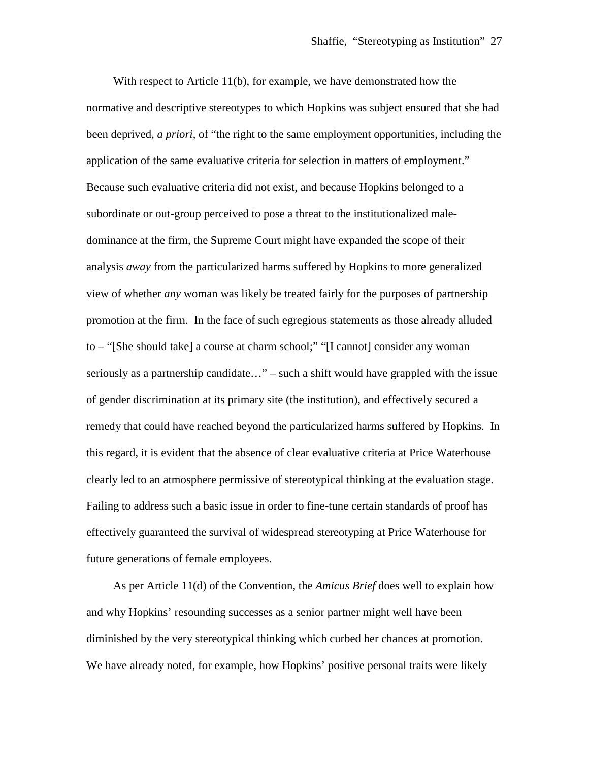With respect to Article 11(b), for example, we have demonstrated how the normative and descriptive stereotypes to which Hopkins was subject ensured that she had been deprived, *a priori*, of "the right to the same employment opportunities, including the application of the same evaluative criteria for selection in matters of employment." Because such evaluative criteria did not exist, and because Hopkins belonged to a subordinate or out-group perceived to pose a threat to the institutionalized male-dominance at the firm, the Supreme Court might have expanded the scope of their analysis *away* from the particularized harms suffered by Hopkins to more generalized view of whether *any* woman was likely be treated fairly for the purposes of partnership promotion at the firm. In the face of such egregious statements as those already alluded to – "[She should take] a course at charm school;" "[I cannot] consider any woman seriously as a partnership candidate…" – such a shift would have grappled with the issue of gender discrimination at its primary site (the institution), and effectively secured a remedy that could have reached beyond the particularized harms suffered by Hopkins. In this regard, it is evident that the absence of clear evaluative criteria at Price Waterhouse clearly led to an atmosphere permissive of stereotypical thinking at the evaluation stage. Failing to address such a basic issue in order to fine-tune certain standards of proof has effectively guaranteed the survival of widespread stereotyping at Price Waterhouse for future generations of female employees.

As per Article 11(d) of the Convention, the *Amicus Brief* does well to explain how and why Hopkins' resounding successes as a senior partner might well have been diminished by the very stereotypical thinking which curbed her chances at promotion. We have already noted, for example, how Hopkins' positive personal traits were likely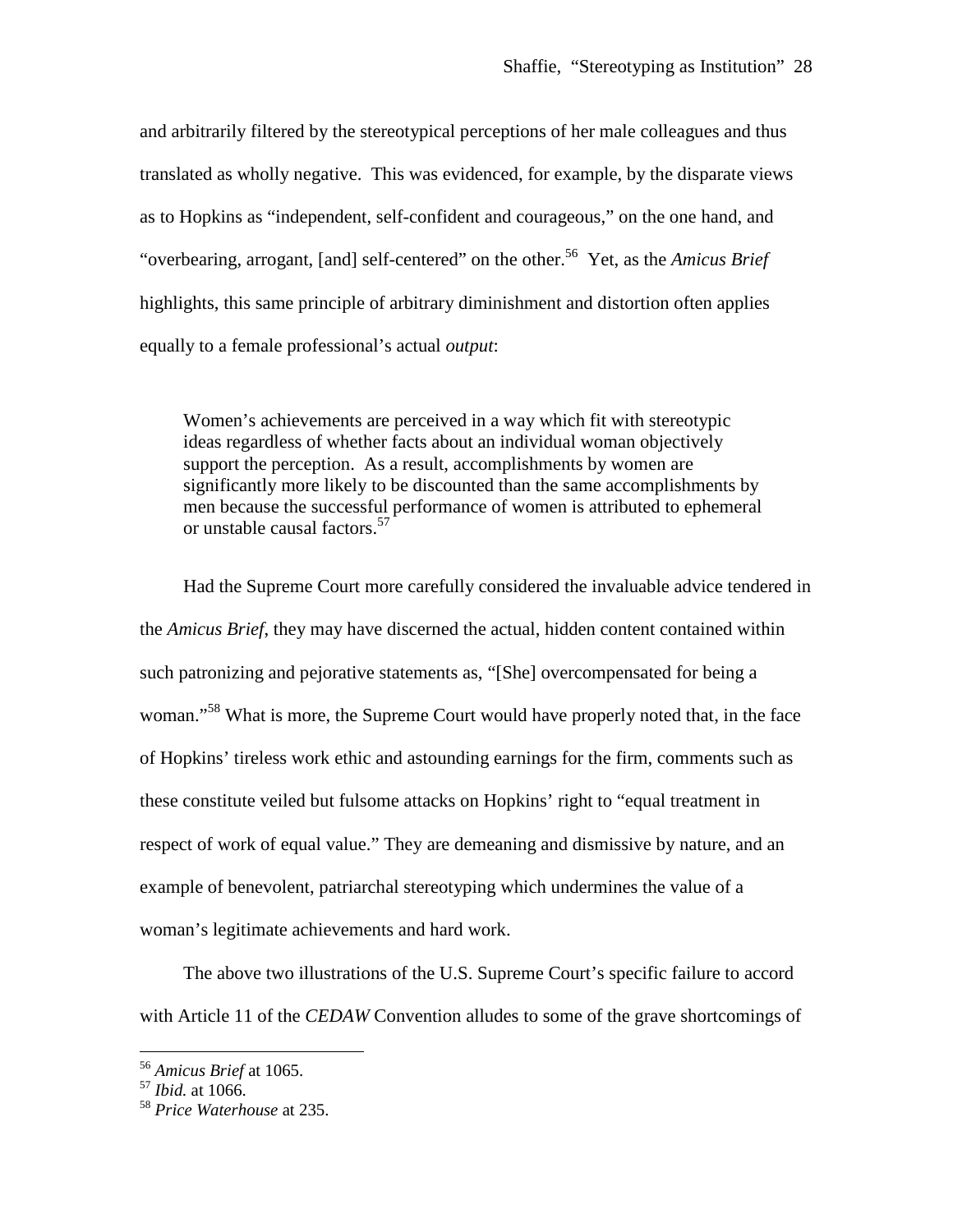and arbitrarily filtered by the stereotypical perceptions of her male colleagues and thus translated as wholly negative. This was evidenced, for example, by the disparate views as to Hopkins as "independent, self-confident and courageous," on the one hand, and "overbearing, arrogant, [and] self-centered" on the other.[56] Yet, as the *Amicus Brief* highlights, this same principle of arbitrary diminishment and distortion often applies equally to a female professional's actual *output*:

> Women's achievements are perceived in a way which fit with stereotypic ideas regardless of whether facts about an individual woman objectively support the perception. As a result, accomplishments by women are significantly more likely to be discounted than the same accomplishments by men because the successful performance of women is attributed to ephemeral or unstable causal factors.[57]

Had the Supreme Court more carefully considered the invaluable advice tendered in the *Amicus Brief*, they may have discerned the actual, hidden content contained within such patronizing and pejorative statements as, "[She] overcompensated for being a woman."[58] What is more, the Supreme Court would have properly noted that, in the face of Hopkins' tireless work ethic and astounding earnings for the firm, comments such as these constitute veiled but fulsome attacks on Hopkins' right to "equal treatment in respect of work of equal value." They are demeaning and dismissive by nature, and an example of benevolent, patriarchal stereotyping which undermines the value of a woman's legitimate achievements and hard work.

The above two illustrations of the U.S. Supreme Court's specific failure to accord with Article 11 of the *CEDAW* Convention alludes to some of the grave shortcomings of

---

[56] *Amicus Brief* at 1065.

[57] *Ibid.* at 1066.

[58] *Price Waterhouse* at 235.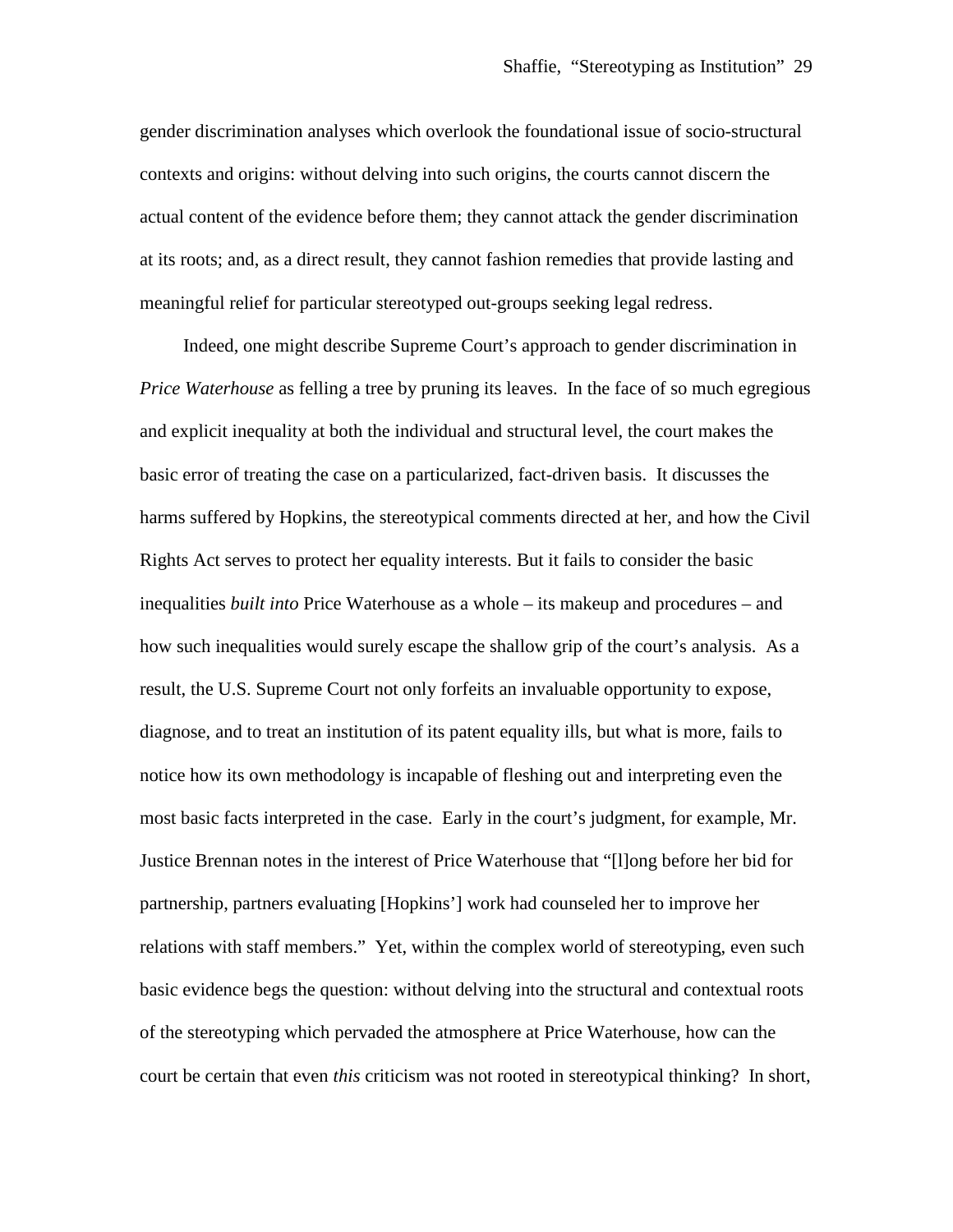gender discrimination analyses which overlook the foundational issue of socio-structural contexts and origins: without delving into such origins, the courts cannot discern the actual content of the evidence before them; they cannot attack the gender discrimination at its roots; and, as a direct result, they cannot fashion remedies that provide lasting and meaningful relief for particular stereotyped out-groups seeking legal redress.

Indeed, one might describe Supreme Court's approach to gender discrimination in *Price Waterhouse* as felling a tree by pruning its leaves. In the face of so much egregious and explicit inequality at both the individual and structural level, the court makes the basic error of treating the case on a particularized, fact-driven basis. It discusses the harms suffered by Hopkins, the stereotypical comments directed at her, and how the Civil Rights Act serves to protect her equality interests. But it fails to consider the basic inequalities *built into* Price Waterhouse as a whole – its makeup and procedures – and how such inequalities would surely escape the shallow grip of the court's analysis. As a result, the U.S. Supreme Court not only forfeits an invaluable opportunity to expose, diagnose, and to treat an institution of its patent equality ills, but what is more, fails to notice how its own methodology is incapable of fleshing out and interpreting even the most basic facts interpreted in the case. Early in the court's judgment, for example, Mr. Justice Brennan notes in the interest of Price Waterhouse that "[l]ong before her bid for partnership, partners evaluating [Hopkins'] work had counseled her to improve her relations with staff members." Yet, within the complex world of stereotyping, even such basic evidence begs the question: without delving into the structural and contextual roots of the stereotyping which pervaded the atmosphere at Price Waterhouse, how can the court be certain that even *this* criticism was not rooted in stereotypical thinking? In short,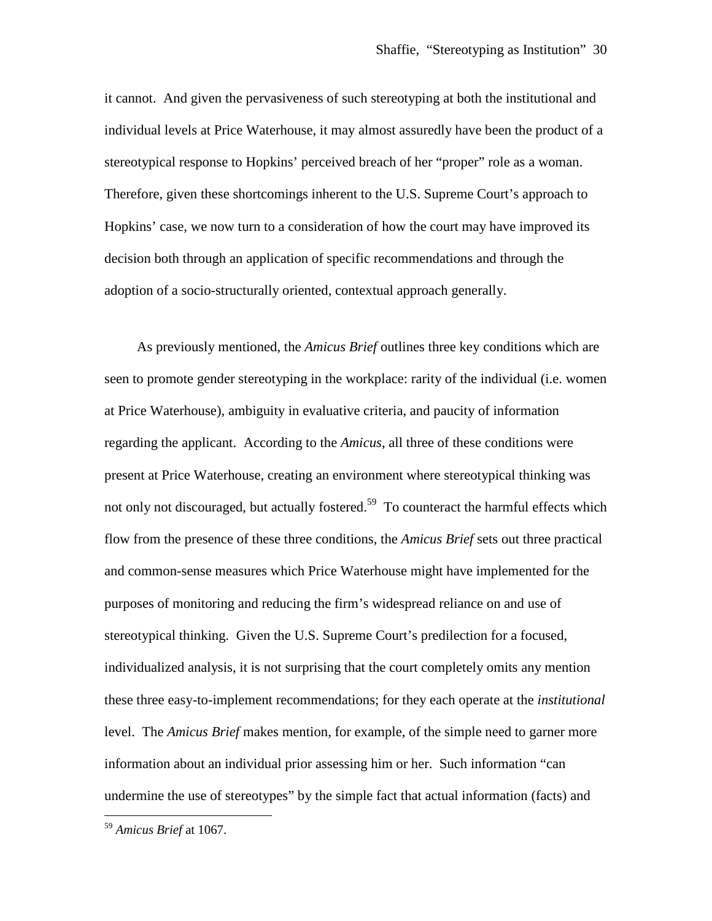it cannot. And given the pervasiveness of such stereotyping at both the institutional and individual levels at Price Waterhouse, it may almost assuredly have been the product of a stereotypical response to Hopkins' perceived breach of her "proper" role as a woman. Therefore, given these shortcomings inherent to the U.S. Supreme Court's approach to Hopkins' case, we now turn to a consideration of how the court may have improved its decision both through an application of specific recommendations and through the adoption of a socio-structurally oriented, contextual approach generally.

As previously mentioned, the *Amicus Brief* outlines three key conditions which are seen to promote gender stereotyping in the workplace: rarity of the individual (i.e. women at Price Waterhouse), ambiguity in evaluative criteria, and paucity of information regarding the applicant. According to the *Amicus*, all three of these conditions were present at Price Waterhouse, creating an environment where stereotypical thinking was not only not discouraged, but actually fostered.[59] To counteract the harmful effects which flow from the presence of these three conditions, the *Amicus Brief* sets out three practical and common-sense measures which Price Waterhouse might have implemented for the purposes of monitoring and reducing the firm's widespread reliance on and use of stereotypical thinking. Given the U.S. Supreme Court's predilection for a focused, individualized analysis, it is not surprising that the court completely omits any mention these three easy-to-implement recommendations; for they each operate at the *institutional* level. The *Amicus Brief* makes mention, for example, of the simple need to garner more information about an individual prior assessing him or her. Such information "can undermine the use of stereotypes" by the simple fact that actual information (facts) and

---

[59] *Amicus Brief* at 1067.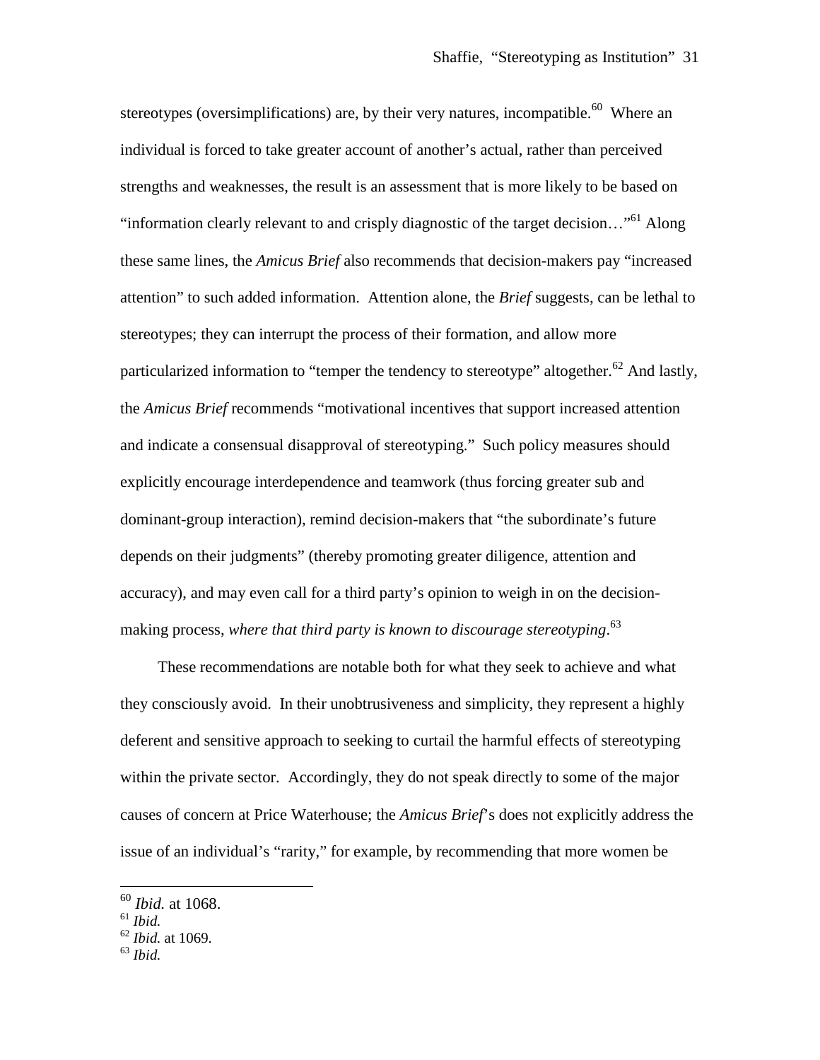stereotypes (oversimplifications) are, by their very natures, incompatible.[60] Where an individual is forced to take greater account of another's actual, rather than perceived strengths and weaknesses, the result is an assessment that is more likely to be based on "information clearly relevant to and crisply diagnostic of the target decision…"[61] Along these same lines, the *Amicus Brief* also recommends that decision-makers pay "increased attention" to such added information. Attention alone, the *Brief* suggests, can be lethal to stereotypes; they can interrupt the process of their formation, and allow more particularized information to "temper the tendency to stereotype" altogether.[62] And lastly, the *Amicus Brief* recommends "motivational incentives that support increased attention and indicate a consensual disapproval of stereotyping." Such policy measures should explicitly encourage interdependence and teamwork (thus forcing greater sub and dominant-group interaction), remind decision-makers that "the subordinate's future depends on their judgments" (thereby promoting greater diligence, attention and accuracy), and may even call for a third party's opinion to weigh in on the decision-making process, *where that third party is known to discourage stereotyping*.[63]

These recommendations are notable both for what they seek to achieve and what they consciously avoid. In their unobtrusiveness and simplicity, they represent a highly deferent and sensitive approach to seeking to curtail the harmful effects of stereotyping within the private sector. Accordingly, they do not speak directly to some of the major causes of concern at Price Waterhouse; the *Amicus Brief*'s does not explicitly address the issue of an individual's "rarity," for example, by recommending that more women be

---

[60] *Ibid.* at 1068.

[61] *Ibid.*

[62] *Ibid.* at 1069.

[63] *Ibid.*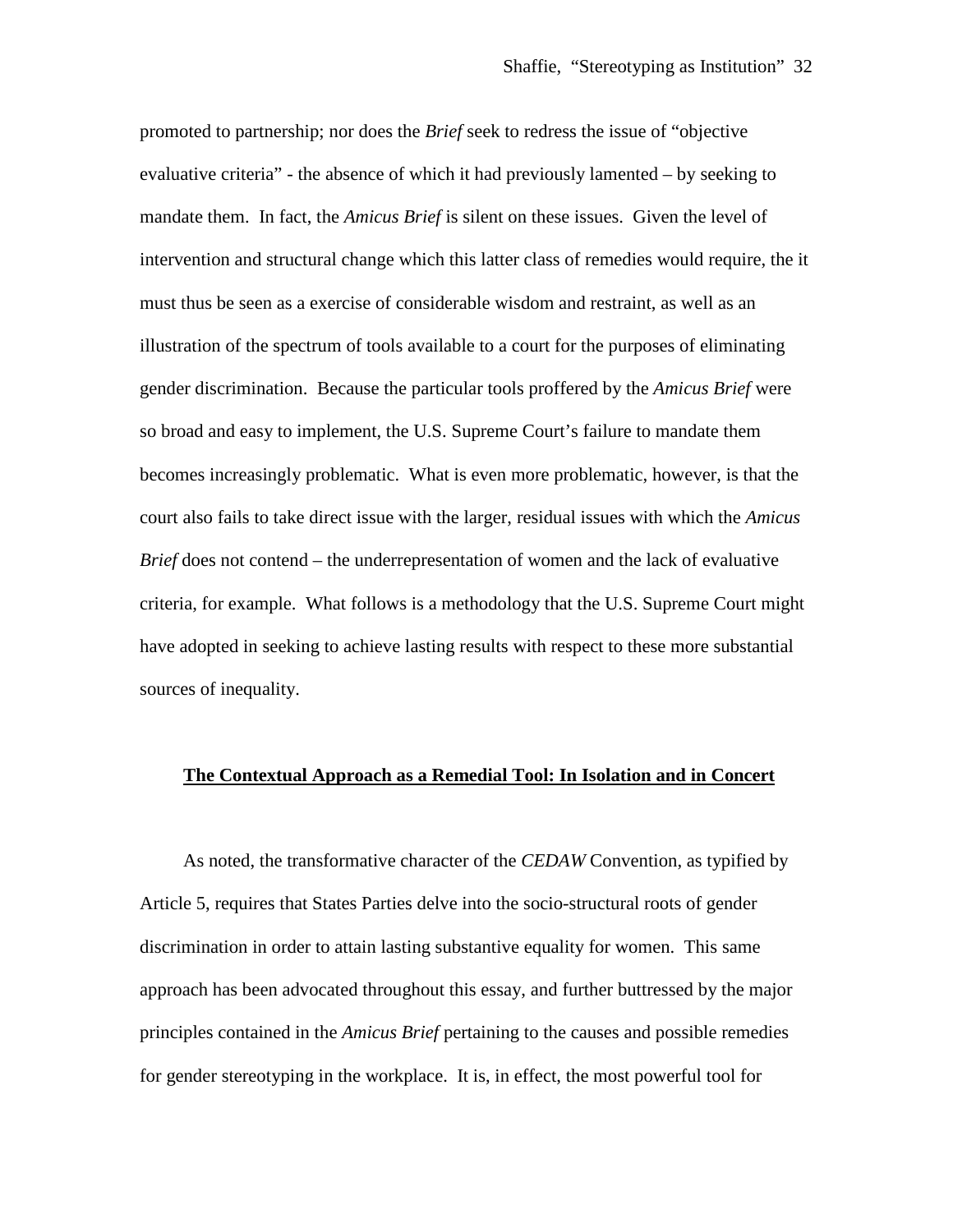promoted to partnership; nor does the *Brief* seek to redress the issue of "objective evaluative criteria" - the absence of which it had previously lamented – by seeking to mandate them. In fact, the *Amicus Brief* is silent on these issues. Given the level of intervention and structural change which this latter class of remedies would require, the it must thus be seen as a exercise of considerable wisdom and restraint, as well as an illustration of the spectrum of tools available to a court for the purposes of eliminating gender discrimination. Because the particular tools proffered by the *Amicus Brief* were so broad and easy to implement, the U.S. Supreme Court's failure to mandate them becomes increasingly problematic. What is even more problematic, however, is that the court also fails to take direct issue with the larger, residual issues with which the *Amicus Brief* does not contend – the underrepresentation of women and the lack of evaluative criteria, for example. What follows is a methodology that the U.S. Supreme Court might have adopted in seeking to achieve lasting results with respect to these more substantial sources of inequality.

## <u>The Contextual Approach as a Remedial Tool: In Isolation and in Concert</u>

As noted, the transformative character of the *CEDAW* Convention, as typified by Article 5, requires that States Parties delve into the socio-structural roots of gender discrimination in order to attain lasting substantive equality for women. This same approach has been advocated throughout this essay, and further buttressed by the major principles contained in the *Amicus Brief* pertaining to the causes and possible remedies for gender stereotyping in the workplace. It is, in effect, the most powerful tool for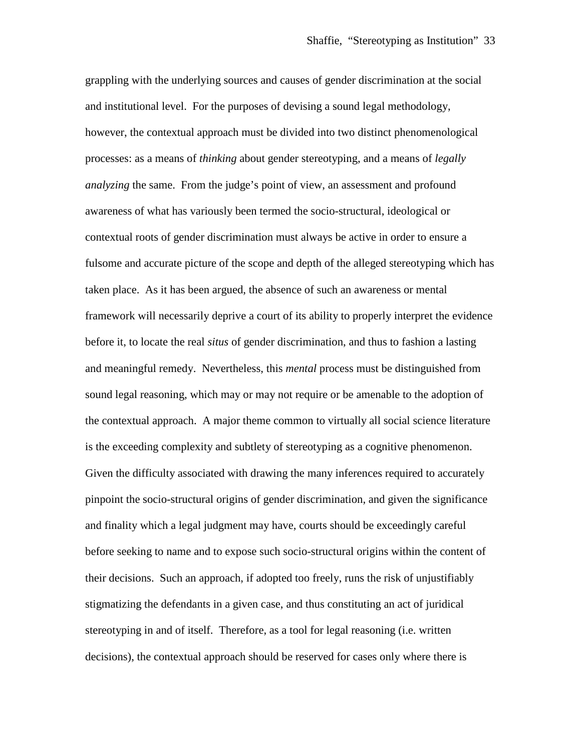grappling with the underlying sources and causes of gender discrimination at the social and institutional level. For the purposes of devising a sound legal methodology, however, the contextual approach must be divided into two distinct phenomenological processes: as a means of *thinking* about gender stereotyping, and a means of *legally analyzing* the same. From the judge's point of view, an assessment and profound awareness of what has variously been termed the socio-structural, ideological or contextual roots of gender discrimination must always be active in order to ensure a fulsome and accurate picture of the scope and depth of the alleged stereotyping which has taken place. As it has been argued, the absence of such an awareness or mental framework will necessarily deprive a court of its ability to properly interpret the evidence before it, to locate the real *situs* of gender discrimination, and thus to fashion a lasting and meaningful remedy. Nevertheless, this *mental* process must be distinguished from sound legal reasoning, which may or may not require or be amenable to the adoption of the contextual approach. A major theme common to virtually all social science literature is the exceeding complexity and subtlety of stereotyping as a cognitive phenomenon. Given the difficulty associated with drawing the many inferences required to accurately pinpoint the socio-structural origins of gender discrimination, and given the significance and finality which a legal judgment may have, courts should be exceedingly careful before seeking to name and to expose such socio-structural origins within the content of their decisions. Such an approach, if adopted too freely, runs the risk of unjustifiably stigmatizing the defendants in a given case, and thus constituting an act of juridical stereotyping in and of itself. Therefore, as a tool for legal reasoning (i.e. written decisions), the contextual approach should be reserved for cases only where there is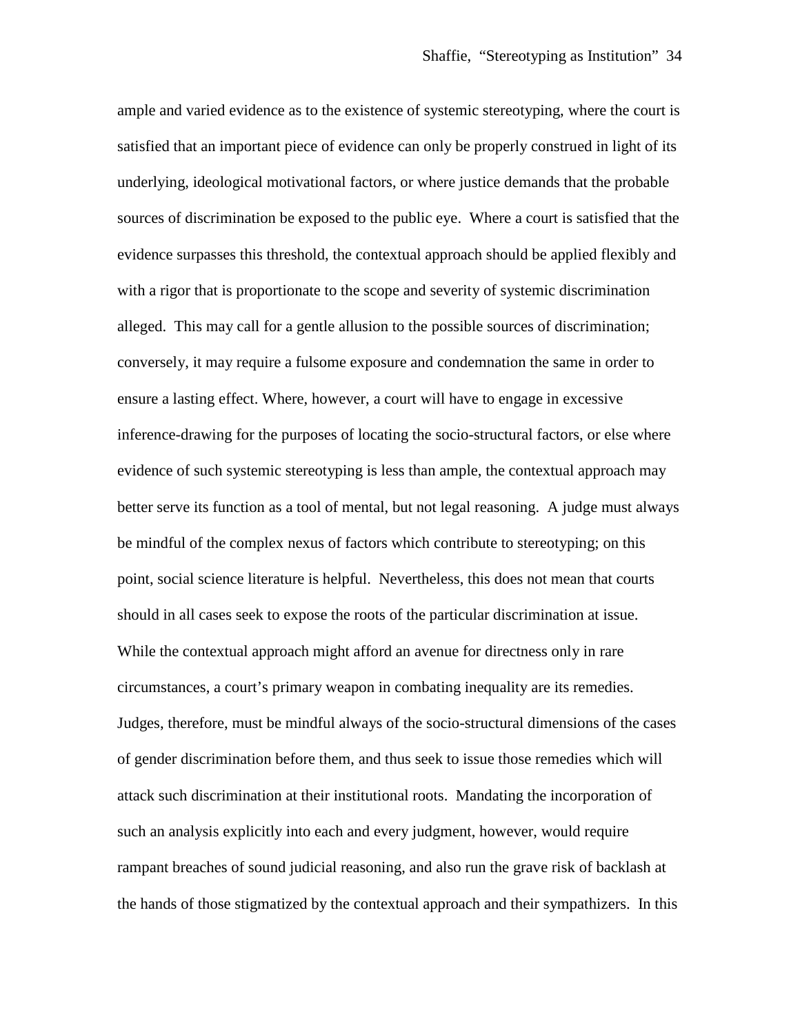ample and varied evidence as to the existence of systemic stereotyping, where the court is satisfied that an important piece of evidence can only be properly construed in light of its underlying, ideological motivational factors, or where justice demands that the probable sources of discrimination be exposed to the public eye. Where a court is satisfied that the evidence surpasses this threshold, the contextual approach should be applied flexibly and with a rigor that is proportionate to the scope and severity of systemic discrimination alleged. This may call for a gentle allusion to the possible sources of discrimination; conversely, it may require a fulsome exposure and condemnation the same in order to ensure a lasting effect. Where, however, a court will have to engage in excessive inference-drawing for the purposes of locating the socio-structural factors, or else where evidence of such systemic stereotyping is less than ample, the contextual approach may better serve its function as a tool of mental, but not legal reasoning. A judge must always be mindful of the complex nexus of factors which contribute to stereotyping; on this point, social science literature is helpful. Nevertheless, this does not mean that courts should in all cases seek to expose the roots of the particular discrimination at issue. While the contextual approach might afford an avenue for directness only in rare circumstances, a court's primary weapon in combating inequality are its remedies. Judges, therefore, must be mindful always of the socio-structural dimensions of the cases of gender discrimination before them, and thus seek to issue those remedies which will attack such discrimination at their institutional roots. Mandating the incorporation of such an analysis explicitly into each and every judgment, however, would require rampant breaches of sound judicial reasoning, and also run the grave risk of backlash at the hands of those stigmatized by the contextual approach and their sympathizers. In this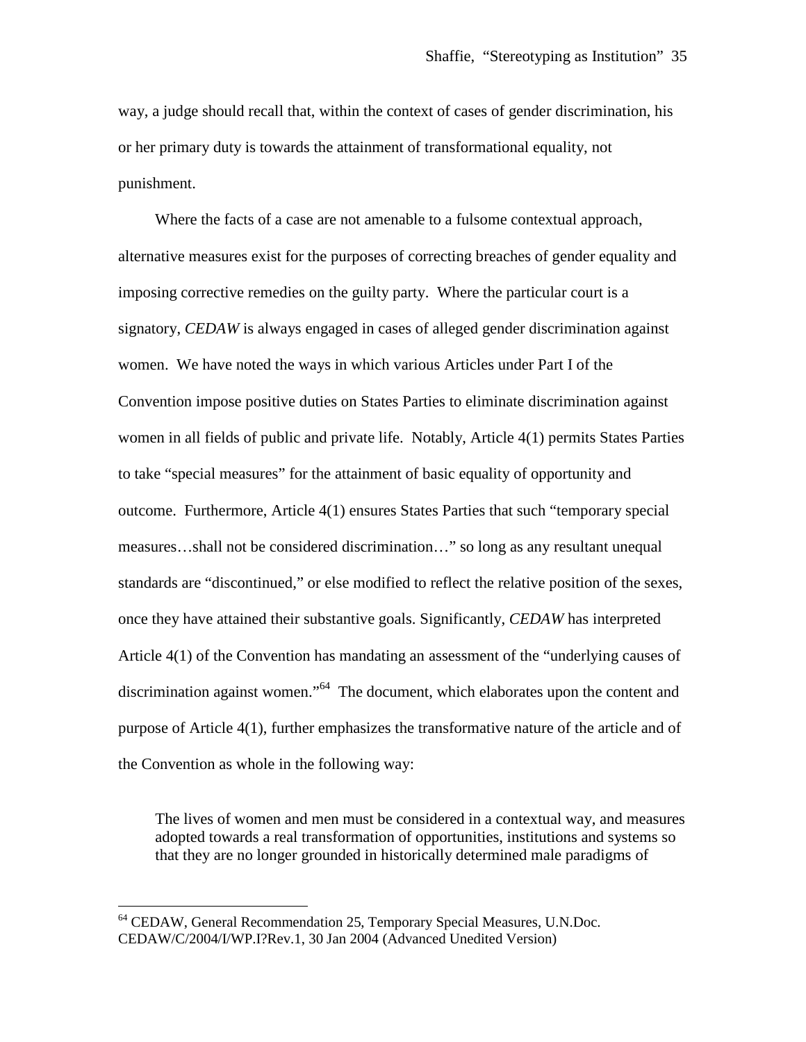way, a judge should recall that, within the context of cases of gender discrimination, his or her primary duty is towards the attainment of transformational equality, not punishment.

Where the facts of a case are not amenable to a fulsome contextual approach, alternative measures exist for the purposes of correcting breaches of gender equality and imposing corrective remedies on the guilty party. Where the particular court is a signatory, *CEDAW* is always engaged in cases of alleged gender discrimination against women. We have noted the ways in which various Articles under Part I of the Convention impose positive duties on States Parties to eliminate discrimination against women in all fields of public and private life. Notably, Article 4(1) permits States Parties to take "special measures" for the attainment of basic equality of opportunity and outcome. Furthermore, Article 4(1) ensures States Parties that such "temporary special measures…shall not be considered discrimination…" so long as any resultant unequal standards are "discontinued," or else modified to reflect the relative position of the sexes, once they have attained their substantive goals. Significantly, *CEDAW* has interpreted Article 4(1) of the Convention has mandating an assessment of the "underlying causes of discrimination against women."[64] The document, which elaborates upon the content and purpose of Article 4(1), further emphasizes the transformative nature of the article and of the Convention as whole in the following way:

> The lives of women and men must be considered in a contextual way, and measures adopted towards a real transformation of opportunities, institutions and systems so that they are no longer grounded in historically determined male paradigms of

---

[64] CEDAW, General Recommendation 25, Temporary Special Measures, U.N.Doc. CEDAW/C/2004/I/WP.I?Rev.1, 30 Jan 2004 (Advanced Unedited Version)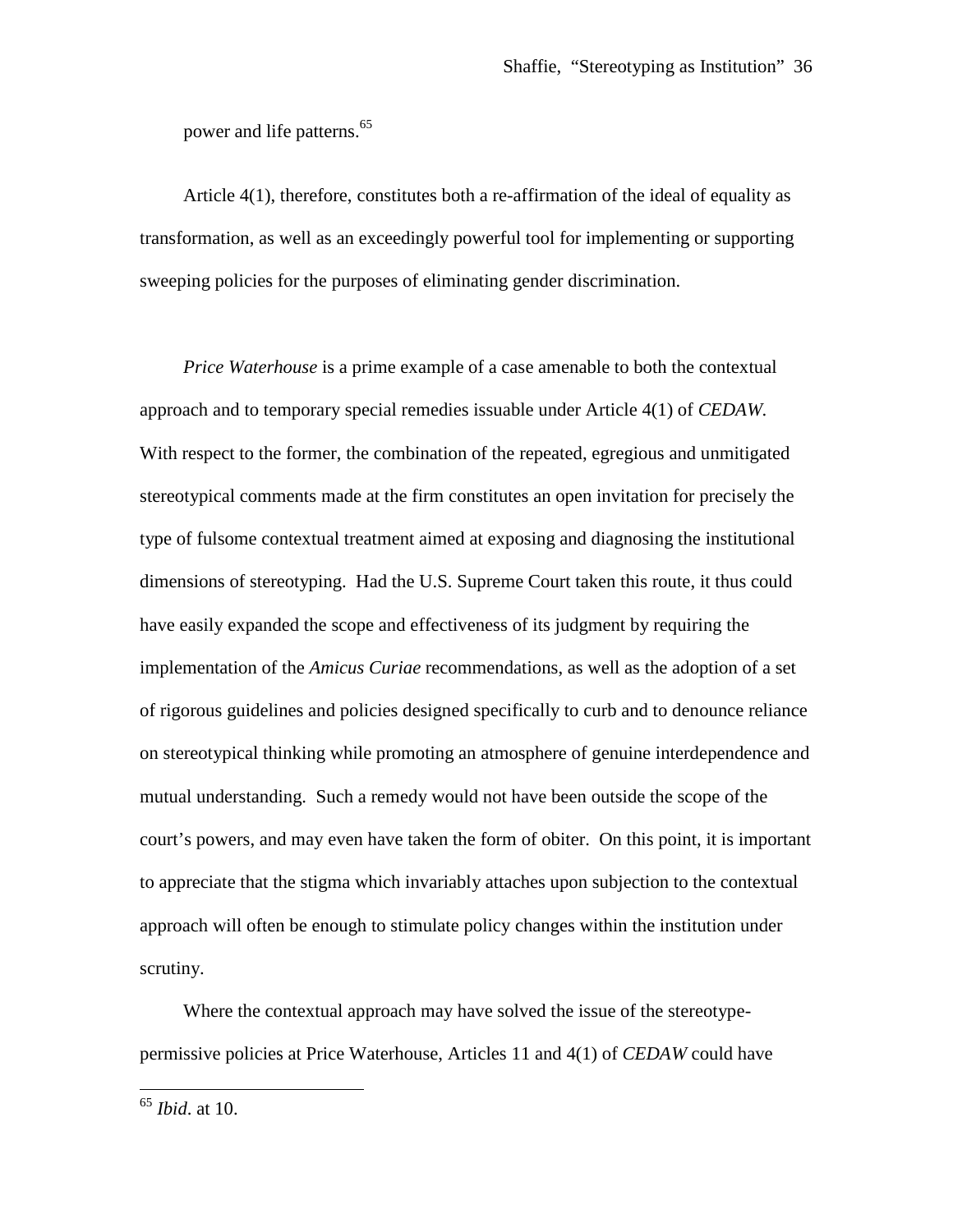power and life patterns.[65]

Article 4(1), therefore, constitutes both a re-affirmation of the ideal of equality as transformation, as well as an exceedingly powerful tool for implementing or supporting sweeping policies for the purposes of eliminating gender discrimination.

*Price Waterhouse* is a prime example of a case amenable to both the contextual approach and to temporary special remedies issuable under Article 4(1) of *CEDAW*. With respect to the former, the combination of the repeated, egregious and unmitigated stereotypical comments made at the firm constitutes an open invitation for precisely the type of fulsome contextual treatment aimed at exposing and diagnosing the institutional dimensions of stereotyping. Had the U.S. Supreme Court taken this route, it thus could have easily expanded the scope and effectiveness of its judgment by requiring the implementation of the *Amicus Curiae* recommendations, as well as the adoption of a set of rigorous guidelines and policies designed specifically to curb and to denounce reliance on stereotypical thinking while promoting an atmosphere of genuine interdependence and mutual understanding. Such a remedy would not have been outside the scope of the court's powers, and may even have taken the form of obiter. On this point, it is important to appreciate that the stigma which invariably attaches upon subjection to the contextual approach will often be enough to stimulate policy changes within the institution under scrutiny.

Where the contextual approach may have solved the issue of the stereotype-permissive policies at Price Waterhouse, Articles 11 and 4(1) of *CEDAW* could have

---

[65] *Ibid*. at 10.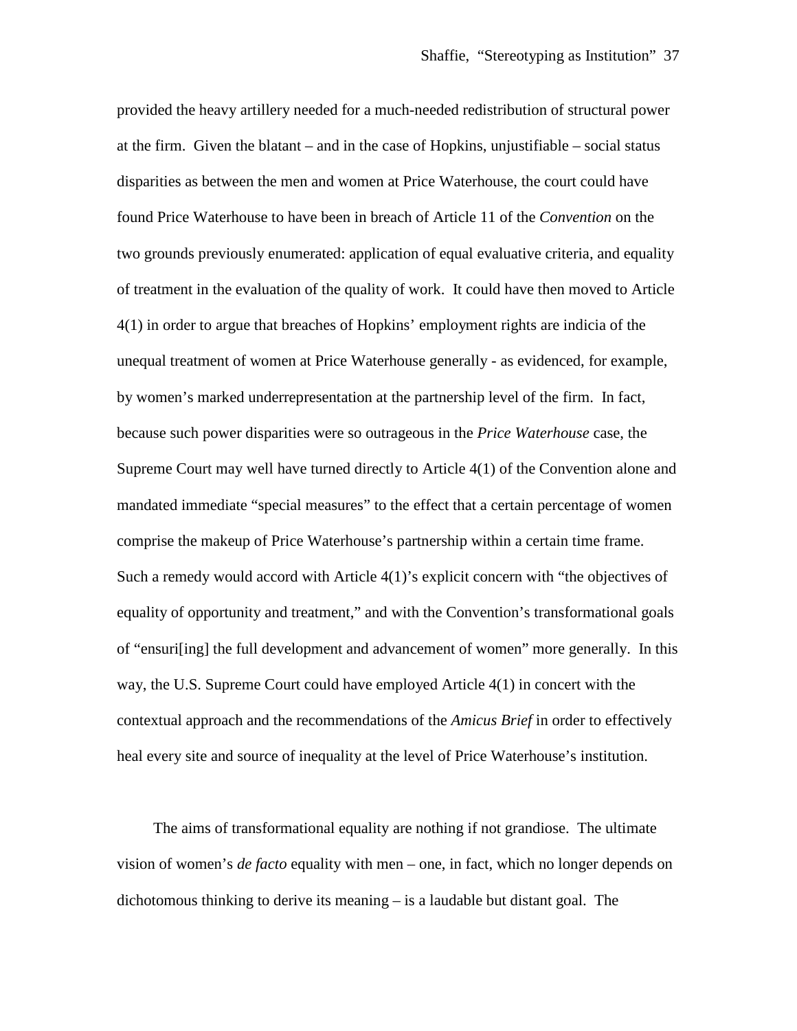provided the heavy artillery needed for a much-needed redistribution of structural power at the firm. Given the blatant – and in the case of Hopkins, unjustifiable – social status disparities as between the men and women at Price Waterhouse, the court could have found Price Waterhouse to have been in breach of Article 11 of the *Convention* on the two grounds previously enumerated: application of equal evaluative criteria, and equality of treatment in the evaluation of the quality of work. It could have then moved to Article 4(1) in order to argue that breaches of Hopkins' employment rights are indicia of the unequal treatment of women at Price Waterhouse generally - as evidenced, for example, by women's marked underrepresentation at the partnership level of the firm. In fact, because such power disparities were so outrageous in the *Price Waterhouse* case, the Supreme Court may well have turned directly to Article 4(1) of the Convention alone and mandated immediate "special measures" to the effect that a certain percentage of women comprise the makeup of Price Waterhouse's partnership within a certain time frame. Such a remedy would accord with Article 4(1)'s explicit concern with "the objectives of equality of opportunity and treatment," and with the Convention's transformational goals of "ensuri[ing] the full development and advancement of women" more generally. In this way, the U.S. Supreme Court could have employed Article 4(1) in concert with the contextual approach and the recommendations of the *Amicus Brief* in order to effectively heal every site and source of inequality at the level of Price Waterhouse's institution.

The aims of transformational equality are nothing if not grandiose. The ultimate vision of women's *de facto* equality with men – one, in fact, which no longer depends on dichotomous thinking to derive its meaning – is a laudable but distant goal. The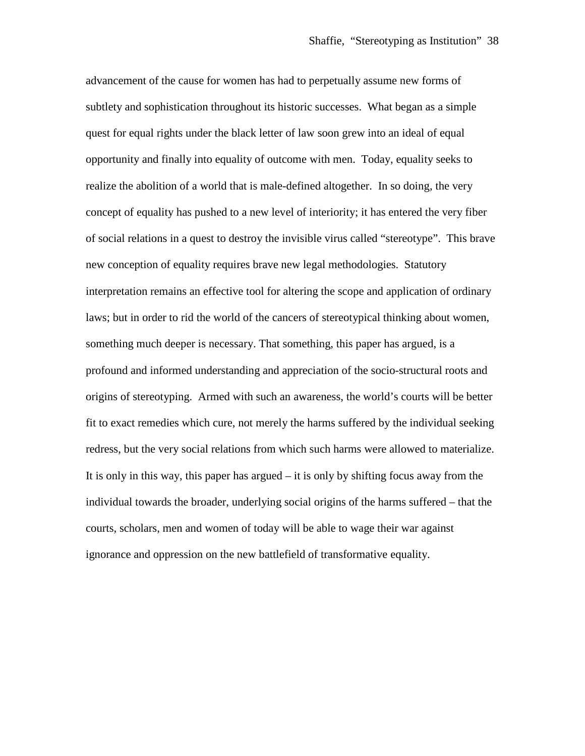advancement of the cause for women has had to perpetually assume new forms of subtlety and sophistication throughout its historic successes. What began as a simple quest for equal rights under the black letter of law soon grew into an ideal of equal opportunity and finally into equality of outcome with men. Today, equality seeks to realize the abolition of a world that is male-defined altogether. In so doing, the very concept of equality has pushed to a new level of interiority; it has entered the very fiber of social relations in a quest to destroy the invisible virus called "stereotype". This brave new conception of equality requires brave new legal methodologies. Statutory interpretation remains an effective tool for altering the scope and application of ordinary laws; but in order to rid the world of the cancers of stereotypical thinking about women, something much deeper is necessary. That something, this paper has argued, is a profound and informed understanding and appreciation of the socio-structural roots and origins of stereotyping. Armed with such an awareness, the world's courts will be better fit to exact remedies which cure, not merely the harms suffered by the individual seeking redress, but the very social relations from which such harms were allowed to materialize. It is only in this way, this paper has argued – it is only by shifting focus away from the individual towards the broader, underlying social origins of the harms suffered – that the courts, scholars, men and women of today will be able to wage their war against ignorance and oppression on the new battlefield of transformative equality.